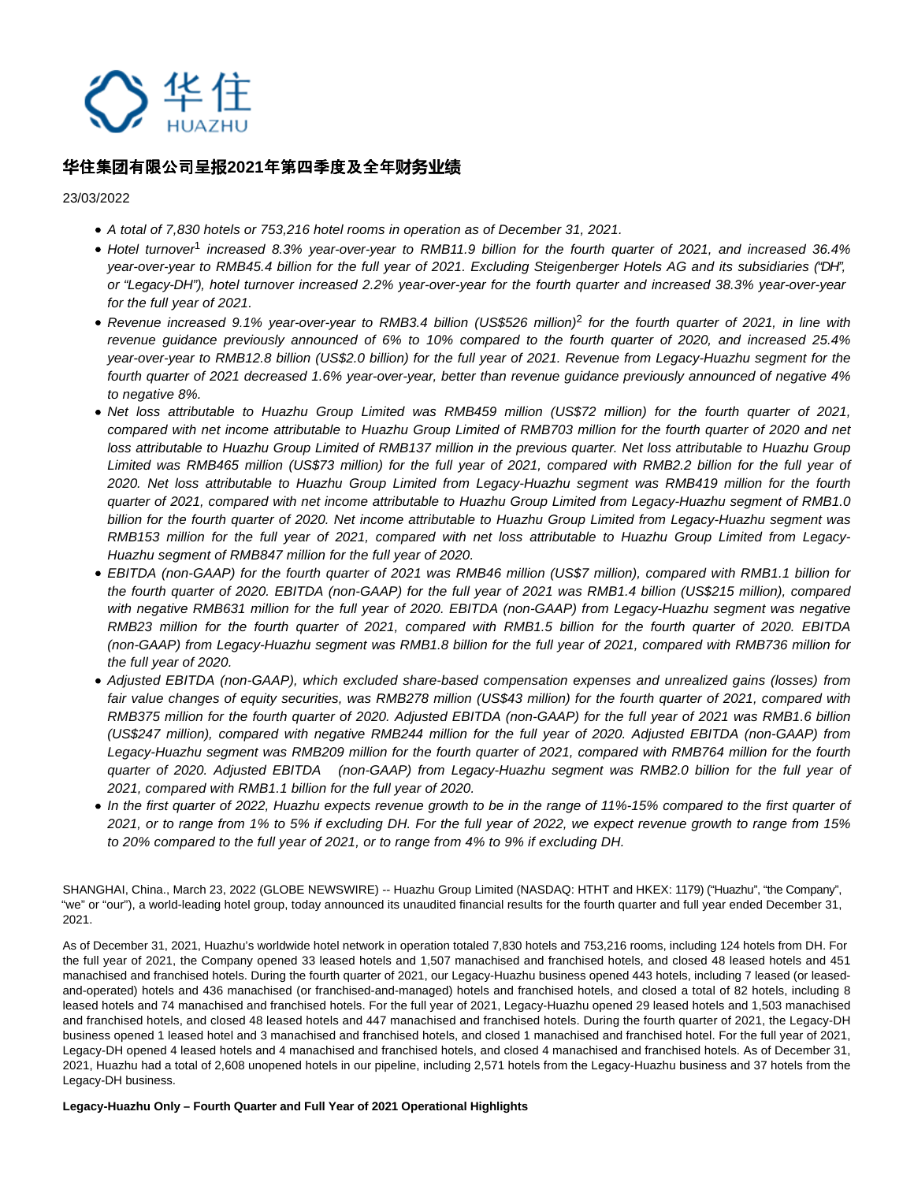# 华住集团有限公司呈报2021年第四季度及全年财务业绩

23/03/2022

- *A total of 7,830 hotels or 753,216 hotel rooms in operation as of December 31, 2021.*
- *Hotel turnover[1] increased 8.3% year-over-year to RMB11.9 billion for the fourth quarter of 2021, and increased 36.4% year-over-year to RMB45.4 billion for the full year of 2021. Excluding Steigenberger Hotels AG and its subsidiaries ("DH", or "Legacy-DH"), hotel turnover increased 2.2% year-over-year for the fourth quarter and increased 38.3% year-over-year for the full year of 2021.*
- *Revenue increased 9.1% year-over-year to RMB3.4 billion (US$526 million)[2] for the fourth quarter of 2021, in line with revenue guidance previously announced of 6% to 10% compared to the fourth quarter of 2020, and increased 25.4% year-over-year to RMB12.8 billion (US$2.0 billion) for the full year of 2021. Revenue from Legacy-Huazhu segment for the fourth quarter of 2021 decreased 1.6% year-over-year, better than revenue guidance previously announced of negative 4% to negative 8%.*
- *Net loss attributable to Huazhu Group Limited was RMB459 million (US$72 million) for the fourth quarter of 2021, compared with net income attributable to Huazhu Group Limited of RMB703 million for the fourth quarter of 2020 and net loss attributable to Huazhu Group Limited of RMB137 million in the previous quarter. Net loss attributable to Huazhu Group Limited was RMB465 million (US$73 million) for the full year of 2021, compared with RMB2.2 billion for the full year of 2020. Net loss attributable to Huazhu Group Limited from Legacy-Huazhu segment was RMB419 million for the fourth quarter of 2021, compared with net income attributable to Huazhu Group Limited from Legacy-Huazhu segment of RMB1.0 billion for the fourth quarter of 2020. Net income attributable to Huazhu Group Limited from Legacy-Huazhu segment was RMB153 million for the full year of 2021, compared with net loss attributable to Huazhu Group Limited from Legacy-Huazhu segment of RMB847 million for the full year of 2020.*
- *EBITDA (non-GAAP) for the fourth quarter of 2021 was RMB46 million (US$7 million), compared with RMB1.1 billion for the fourth quarter of 2020. EBITDA (non-GAAP) for the full year of 2021 was RMB1.4 billion (US$215 million), compared with negative RMB631 million for the full year of 2020. EBITDA (non-GAAP) from Legacy-Huazhu segment was negative RMB23 million for the fourth quarter of 2021, compared with RMB1.5 billion for the fourth quarter of 2020. EBITDA (non-GAAP) from Legacy-Huazhu segment was RMB1.8 billion for the full year of 2021, compared with RMB736 million for the full year of 2020.*
- *Adjusted EBITDA (non-GAAP), which excluded share-based compensation expenses and unrealized gains (losses) from fair value changes of equity securities, was RMB278 million (US$43 million) for the fourth quarter of 2021, compared with RMB375 million for the fourth quarter of 2020. Adjusted EBITDA (non-GAAP) for the full year of 2021 was RMB1.6 billion (US$247 million), compared with negative RMB244 million for the full year of 2020. Adjusted EBITDA (non-GAAP) from Legacy-Huazhu segment was RMB209 million for the fourth quarter of 2021, compared with RMB764 million for the fourth quarter of 2020. Adjusted EBITDA (non-GAAP) from Legacy-Huazhu segment was RMB2.0 billion for the full year of 2021, compared with RMB1.1 billion for the full year of 2020.*
- *In the first quarter of 2022, Huazhu expects revenue growth to be in the range of 11%-15% compared to the first quarter of 2021, or to range from 1% to 5% if excluding DH. For the full year of 2022, we expect revenue growth to range from 15% to 20% compared to the full year of 2021, or to range from 4% to 9% if excluding DH.*

SHANGHAI, China., March 23, 2022 (GLOBE NEWSWIRE) -- Huazhu Group Limited (NASDAQ: HTHT and HKEX: 1179) ("Huazhu", "the Company", "we" or "our"), a world-leading hotel group, today announced its unaudited financial results for the fourth quarter and full year ended December 31, 2021.

As of December 31, 2021, Huazhu's worldwide hotel network in operation totaled 7,830 hotels and 753,216 rooms, including 124 hotels from DH. For the full year of 2021, the Company opened 33 leased hotels and 1,507 manachised and franchised hotels, and closed 48 leased hotels and 451 manachised and franchised hotels. During the fourth quarter of 2021, our Legacy-Huazhu business opened 443 hotels, including 7 leased (or leased-and-operated) hotels and 436 manachised (or franchised-and-managed) hotels and franchised hotels, and closed a total of 82 hotels, including 8 leased hotels and 74 manachised and franchised hotels. For the full year of 2021, Legacy-Huazhu opened 29 leased hotels and 1,503 manachised and franchised hotels, and closed 48 leased hotels and 447 manachised and franchised hotels. During the fourth quarter of 2021, the Legacy-DH business opened 1 leased hotel and 3 manachised and franchised hotels, and closed 1 manachised and franchised hotel. For the full year of 2021, Legacy-DH opened 4 leased hotels and 4 manachised and franchised hotels, and closed 4 manachised and franchised hotels. As of December 31, 2021, Huazhu had a total of 2,608 unopened hotels in our pipeline, including 2,571 hotels from the Legacy-Huazhu business and 37 hotels from the Legacy-DH business.

**Legacy-Huazhu Only – Fourth Quarter and Full Year of 2021 Operational Highlights**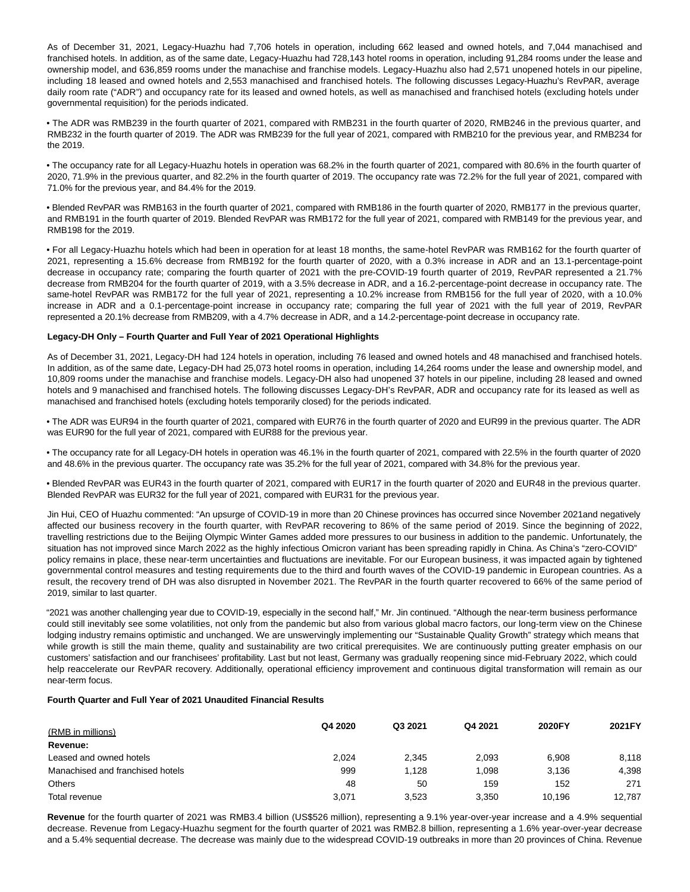As of December 31, 2021, Legacy-Huazhu had 7,706 hotels in operation, including 662 leased and owned hotels, and 7,044 manachised and franchised hotels. In addition, as of the same date, Legacy-Huazhu had 728,143 hotel rooms in operation, including 91,284 rooms under the lease and ownership model, and 636,859 rooms under the manachise and franchise models. Legacy-Huazhu also had 2,571 unopened hotels in our pipeline, including 18 leased and owned hotels and 2,553 manachised and franchised hotels. The following discusses Legacy-Huazhu's RevPAR, average daily room rate ("ADR") and occupancy rate for its leased and owned hotels, as well as manachised and franchised hotels (excluding hotels under governmental requisition) for the periods indicated.

- The ADR was RMB239 in the fourth quarter of 2021, compared with RMB231 in the fourth quarter of 2020, RMB246 in the previous quarter, and RMB232 in the fourth quarter of 2019. The ADR was RMB239 for the full year of 2021, compared with RMB210 for the previous year, and RMB234 for the 2019.

- The occupancy rate for all Legacy-Huazhu hotels in operation was 68.2% in the fourth quarter of 2021, compared with 80.6% in the fourth quarter of 2020, 71.9% in the previous quarter, and 82.2% in the fourth quarter of 2019. The occupancy rate was 72.2% for the full year of 2021, compared with 71.0% for the previous year, and 84.4% for the 2019.

- Blended RevPAR was RMB163 in the fourth quarter of 2021, compared with RMB186 in the fourth quarter of 2020, RMB177 in the previous quarter, and RMB191 in the fourth quarter of 2019. Blended RevPAR was RMB172 for the full year of 2021, compared with RMB149 for the previous year, and RMB198 for the 2019.

- For all Legacy-Huazhu hotels which had been in operation for at least 18 months, the same-hotel RevPAR was RMB162 for the fourth quarter of 2021, representing a 15.6% decrease from RMB192 for the fourth quarter of 2020, with a 0.3% increase in ADR and an 13.1-percentage-point decrease in occupancy rate; comparing the fourth quarter of 2021 with the pre-COVID-19 fourth quarter of 2019, RevPAR represented a 21.7% decrease from RMB204 for the fourth quarter of 2019, with a 3.5% decrease in ADR, and a 16.2-percentage-point decrease in occupancy rate. The same-hotel RevPAR was RMB172 for the full year of 2021, representing a 10.2% increase from RMB156 for the full year of 2020, with a 10.0% increase in ADR and a 0.1-percentage-point increase in occupancy rate; comparing the full year of 2021 with the full year of 2019, RevPAR represented a 20.1% decrease from RMB209, with a 4.7% decrease in ADR, and a 14.2-percentage-point decrease in occupancy rate.

**Legacy-DH Only – Fourth Quarter and Full Year of 2021 Operational Highlights**

As of December 31, 2021, Legacy-DH had 124 hotels in operation, including 76 leased and owned hotels and 48 manachised and franchised hotels. In addition, as of the same date, Legacy-DH had 25,073 hotel rooms in operation, including 14,264 rooms under the lease and ownership model, and 10,809 rooms under the manachise and franchise models. Legacy-DH also had unopened 37 hotels in our pipeline, including 28 leased and owned hotels and 9 manachised and franchised hotels. The following discusses Legacy-DH's RevPAR, ADR and occupancy rate for its leased as well as manachised and franchised hotels (excluding hotels temporarily closed) for the periods indicated.

- The ADR was EUR94 in the fourth quarter of 2021, compared with EUR76 in the fourth quarter of 2020 and EUR99 in the previous quarter. The ADR was EUR90 for the full year of 2021, compared with EUR88 for the previous year.

- The occupancy rate for all Legacy-DH hotels in operation was 46.1% in the fourth quarter of 2021, compared with 22.5% in the fourth quarter of 2020 and 48.6% in the previous quarter. The occupancy rate was 35.2% for the full year of 2021, compared with 34.8% for the previous year.

- Blended RevPAR was EUR43 in the fourth quarter of 2021, compared with EUR17 in the fourth quarter of 2020 and EUR48 in the previous quarter. Blended RevPAR was EUR32 for the full year of 2021, compared with EUR31 for the previous year.

Jin Hui, CEO of Huazhu commented: "An upsurge of COVID-19 in more than 20 Chinese provinces has occurred since November 2021and negatively affected our business recovery in the fourth quarter, with RevPAR recovering to 86% of the same period of 2019. Since the beginning of 2022, travelling restrictions due to the Beijing Olympic Winter Games added more pressures to our business in addition to the pandemic. Unfortunately, the situation has not improved since March 2022 as the highly infectious Omicron variant has been spreading rapidly in China. As China's "zero-COVID" policy remains in place, these near-term uncertainties and fluctuations are inevitable. For our European business, it was impacted again by tightened governmental control measures and testing requirements due to the third and fourth waves of the COVID-19 pandemic in European countries. As a result, the recovery trend of DH was also disrupted in November 2021. The RevPAR in the fourth quarter recovered to 66% of the same period of 2019, similar to last quarter.

"2021 was another challenging year due to COVID-19, especially in the second half," Mr. Jin continued. "Although the near-term business performance could still inevitably see some volatilities, not only from the pandemic but also from various global macro factors, our long-term view on the Chinese lodging industry remains optimistic and unchanged. We are unswervingly implementing our "Sustainable Quality Growth" strategy which means that while growth is still the main theme, quality and sustainability are two critical prerequisites. We are continuously putting greater emphasis on our customers' satisfaction and our franchisees' profitability. Last but not least, Germany was gradually reopening since mid-February 2022, which could help reaccelerate our RevPAR recovery. Additionally, operational efficiency improvement and continuous digital transformation will remain as our near-term focus.

**Fourth Quarter and Full Year of 2021 Unaudited Financial Results**

| (RMB in millions) | Q4 2020 | Q3 2021 | Q4 2021 | 2020FY | 2021FY |
|---|---|---|---|---|---|
| **Revenue:** | | | | | |
| Leased and owned hotels | 2,024 | 2,345 | 2,093 | 6,908 | 8,118 |
| Manachised and franchised hotels | 999 | 1,128 | 1,098 | 3,136 | 4,398 |
| Others | 48 | 50 | 159 | 152 | 271 |
| Total revenue | 3,071 | 3,523 | 3,350 | 10,196 | 12,787 |

**Revenue** for the fourth quarter of 2021 was RMB3.4 billion (US$526 million), representing a 9.1% year-over-year increase and a 4.9% sequential decrease. Revenue from Legacy-Huazhu segment for the fourth quarter of 2021 was RMB2.8 billion, representing a 1.6% year-over-year decrease and a 5.4% sequential decrease. The decrease was mainly due to the widespread COVID-19 outbreaks in more than 20 provinces of China. Revenue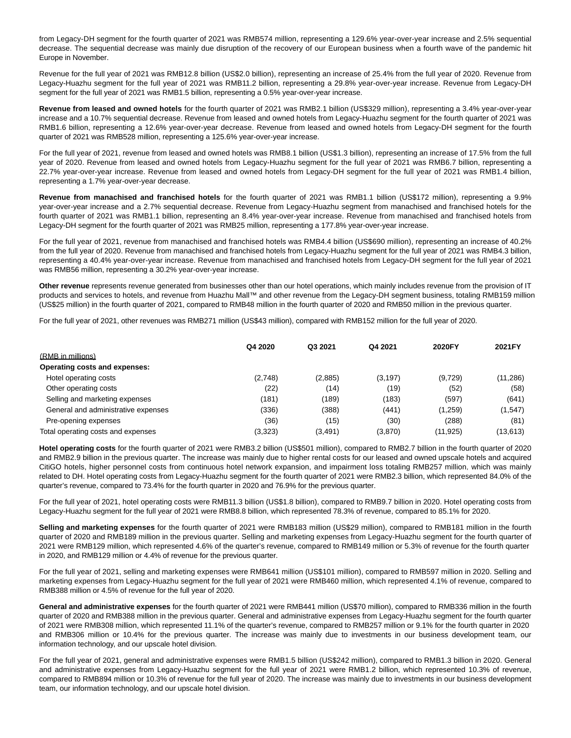from Legacy-DH segment for the fourth quarter of 2021 was RMB574 million, representing a 129.6% year-over-year increase and 2.5% sequential decrease. The sequential decrease was mainly due disruption of the recovery of our European business when a fourth wave of the pandemic hit Europe in November.

Revenue for the full year of 2021 was RMB12.8 billion (US$2.0 billion), representing an increase of 25.4% from the full year of 2020. Revenue from Legacy-Huazhu segment for the full year of 2021 was RMB11.2 billion, representing a 29.8% year-over-year increase. Revenue from Legacy-DH segment for the full year of 2021 was RMB1.5 billion, representing a 0.5% year-over-year increase.

**Revenue from leased and owned hotels** for the fourth quarter of 2021 was RMB2.1 billion (US$329 million), representing a 3.4% year-over-year increase and a 10.7% sequential decrease. Revenue from leased and owned hotels from Legacy-Huazhu segment for the fourth quarter of 2021 was RMB1.6 billion, representing a 12.6% year-over-year decrease. Revenue from leased and owned hotels from Legacy-DH segment for the fourth quarter of 2021 was RMB528 million, representing a 125.6% year-over-year increase.

For the full year of 2021, revenue from leased and owned hotels was RMB8.1 billion (US$1.3 billion), representing an increase of 17.5% from the full year of 2020. Revenue from leased and owned hotels from Legacy-Huazhu segment for the full year of 2021 was RMB6.7 billion, representing a 22.7% year-over-year increase. Revenue from leased and owned hotels from Legacy-DH segment for the full year of 2021 was RMB1.4 billion, representing a 1.7% year-over-year decrease.

**Revenue from manachised and franchised hotels** for the fourth quarter of 2021 was RMB1.1 billion (US$172 million), representing a 9.9% year-over-year increase and a 2.7% sequential decrease. Revenue from Legacy-Huazhu segment from manachised and franchised hotels for the fourth quarter of 2021 was RMB1.1 billion, representing an 8.4% year-over-year increase. Revenue from manachised and franchised hotels from Legacy-DH segment for the fourth quarter of 2021 was RMB25 million, representing a 177.8% year-over-year increase.

For the full year of 2021, revenue from manachised and franchised hotels was RMB4.4 billion (US$690 million), representing an increase of 40.2% from the full year of 2020. Revenue from manachised and franchised hotels from Legacy-Huazhu segment for the full year of 2021 was RMB4.3 billion, representing a 40.4% year-over-year increase. Revenue from manachised and franchised hotels from Legacy-DH segment for the full year of 2021 was RMB56 million, representing a 30.2% year-over-year increase.

**Other revenue** represents revenue generated from businesses other than our hotel operations, which mainly includes revenue from the provision of IT products and services to hotels, and revenue from Huazhu Mall™ and other revenue from the Legacy-DH segment business, totaling RMB159 million (US$25 million) in the fourth quarter of 2021, compared to RMB48 million in the fourth quarter of 2020 and RMB50 million in the previous quarter.

For the full year of 2021, other revenues was RMB271 million (US$43 million), compared with RMB152 million for the full year of 2020.

| (RMB in millions) | Q4 2020 | Q3 2021 | Q4 2021 | 2020FY | 2021FY |
|---|---|---|---|---|---|
| **Operating costs and expenses:** | | | | | |
| Hotel operating costs | (2,748) | (2,885) | (3,197) | (9,729) | (11,286) |
| Other operating costs | (22) | (14) | (19) | (52) | (58) |
| Selling and marketing expenses | (181) | (189) | (183) | (597) | (641) |
| General and administrative expenses | (336) | (388) | (441) | (1,259) | (1,547) |
| Pre-opening expenses | (36) | (15) | (30) | (288) | (81) |
| Total operating costs and expenses | (3,323) | (3,491) | (3,870) | (11,925) | (13,613) |

**Hotel operating costs** for the fourth quarter of 2021 were RMB3.2 billion (US$501 million), compared to RMB2.7 billion in the fourth quarter of 2020 and RMB2.9 billion in the previous quarter. The increase was mainly due to higher rental costs for our leased and owned upscale hotels and acquired CitiGO hotels, higher personnel costs from continuous hotel network expansion, and impairment loss totaling RMB257 million, which was mainly related to DH. Hotel operating costs from Legacy-Huazhu segment for the fourth quarter of 2021 were RMB2.3 billion, which represented 84.0% of the quarter's revenue, compared to 73.4% for the fourth quarter in 2020 and 76.9% for the previous quarter.

For the full year of 2021, hotel operating costs were RMB11.3 billion (US$1.8 billion), compared to RMB9.7 billion in 2020. Hotel operating costs from Legacy-Huazhu segment for the full year of 2021 were RMB8.8 billion, which represented 78.3% of revenue, compared to 85.1% for 2020.

**Selling and marketing expenses** for the fourth quarter of 2021 were RMB183 million (US$29 million), compared to RMB181 million in the fourth quarter of 2020 and RMB189 million in the previous quarter. Selling and marketing expenses from Legacy-Huazhu segment for the fourth quarter of 2021 were RMB129 million, which represented 4.6% of the quarter's revenue, compared to RMB149 million or 5.3% of revenue for the fourth quarter in 2020, and RMB129 million or 4.4% of revenue for the previous quarter.

For the full year of 2021, selling and marketing expenses were RMB641 million (US$101 million), compared to RMB597 million in 2020. Selling and marketing expenses from Legacy-Huazhu segment for the full year of 2021 were RMB460 million, which represented 4.1% of revenue, compared to RMB388 million or 4.5% of revenue for the full year of 2020.

**General and administrative expenses** for the fourth quarter of 2021 were RMB441 million (US$70 million), compared to RMB336 million in the fourth quarter of 2020 and RMB388 million in the previous quarter. General and administrative expenses from Legacy-Huazhu segment for the fourth quarter of 2021 were RMB308 million, which represented 11.1% of the quarter's revenue, compared to RMB257 million or 9.1% for the fourth quarter in 2020 and RMB306 million or 10.4% for the previous quarter. The increase was mainly due to investments in our business development team, our information technology, and our upscale hotel division.

For the full year of 2021, general and administrative expenses were RMB1.5 billion (US$242 million), compared to RMB1.3 billion in 2020. General and administrative expenses from Legacy-Huazhu segment for the full year of 2021 were RMB1.2 billion, which represented 10.3% of revenue, compared to RMB894 million or 10.3% of revenue for the full year of 2020. The increase was mainly due to investments in our business development team, our information technology, and our upscale hotel division.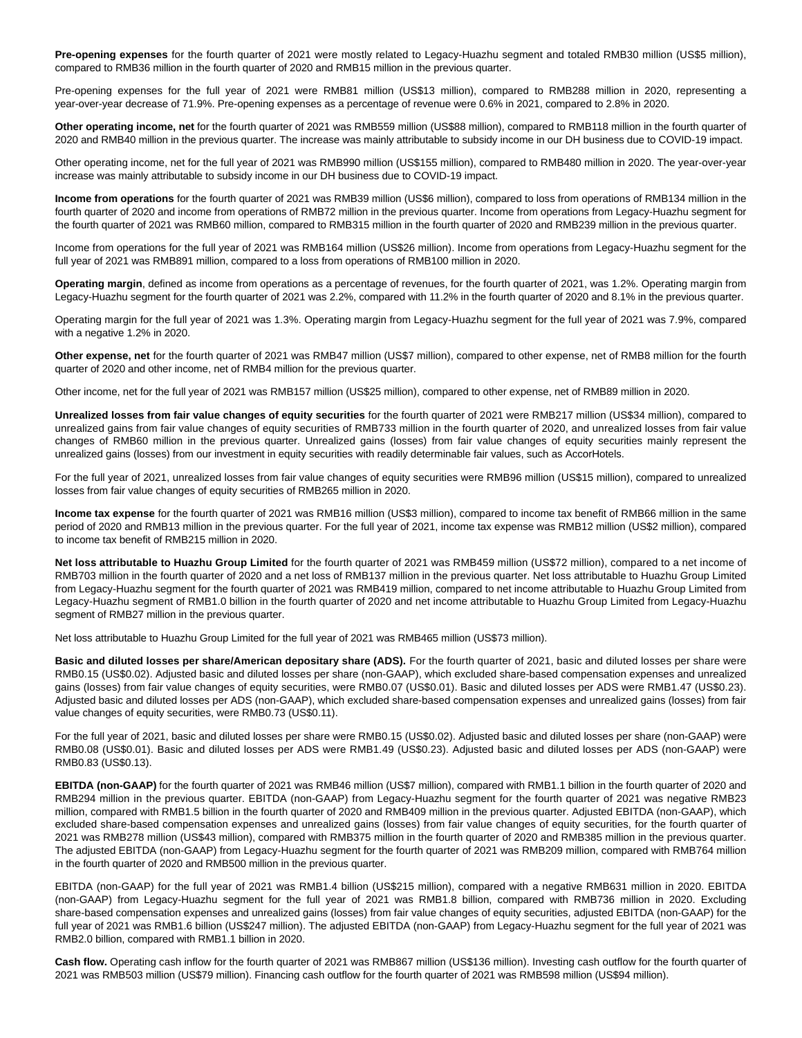**Pre-opening expenses** for the fourth quarter of 2021 were mostly related to Legacy-Huazhu segment and totaled RMB30 million (US$5 million), compared to RMB36 million in the fourth quarter of 2020 and RMB15 million in the previous quarter.

Pre-opening expenses for the full year of 2021 were RMB81 million (US$13 million), compared to RMB288 million in 2020, representing a year-over-year decrease of 71.9%. Pre-opening expenses as a percentage of revenue were 0.6% in 2021, compared to 2.8% in 2020.

**Other operating income, net** for the fourth quarter of 2021 was RMB559 million (US$88 million), compared to RMB118 million in the fourth quarter of 2020 and RMB40 million in the previous quarter. The increase was mainly attributable to subsidy income in our DH business due to COVID-19 impact.

Other operating income, net for the full year of 2021 was RMB990 million (US$155 million), compared to RMB480 million in 2020. The year-over-year increase was mainly attributable to subsidy income in our DH business due to COVID-19 impact.

**Income from operations** for the fourth quarter of 2021 was RMB39 million (US$6 million), compared to loss from operations of RMB134 million in the fourth quarter of 2020 and income from operations of RMB72 million in the previous quarter. Income from operations from Legacy-Huazhu segment for the fourth quarter of 2021 was RMB60 million, compared to RMB315 million in the fourth quarter of 2020 and RMB239 million in the previous quarter.

Income from operations for the full year of 2021 was RMB164 million (US$26 million). Income from operations from Legacy-Huazhu segment for the full year of 2021 was RMB891 million, compared to a loss from operations of RMB100 million in 2020.

**Operating margin**, defined as income from operations as a percentage of revenues, for the fourth quarter of 2021, was 1.2%. Operating margin from Legacy-Huazhu segment for the fourth quarter of 2021 was 2.2%, compared with 11.2% in the fourth quarter of 2020 and 8.1% in the previous quarter.

Operating margin for the full year of 2021 was 1.3%. Operating margin from Legacy-Huazhu segment for the full year of 2021 was 7.9%, compared with a negative 1.2% in 2020.

**Other expense, net** for the fourth quarter of 2021 was RMB47 million (US$7 million), compared to other expense, net of RMB8 million for the fourth quarter of 2020 and other income, net of RMB4 million for the previous quarter.

Other income, net for the full year of 2021 was RMB157 million (US$25 million), compared to other expense, net of RMB89 million in 2020.

**Unrealized losses from fair value changes of equity securities** for the fourth quarter of 2021 were RMB217 million (US$34 million), compared to unrealized gains from fair value changes of equity securities of RMB733 million in the fourth quarter of 2020, and unrealized losses from fair value changes of RMB60 million in the previous quarter. Unrealized gains (losses) from fair value changes of equity securities mainly represent the unrealized gains (losses) from our investment in equity securities with readily determinable fair values, such as AccorHotels.

For the full year of 2021, unrealized losses from fair value changes of equity securities were RMB96 million (US$15 million), compared to unrealized losses from fair value changes of equity securities of RMB265 million in 2020.

**Income tax expense** for the fourth quarter of 2021 was RMB16 million (US$3 million), compared to income tax benefit of RMB66 million in the same period of 2020 and RMB13 million in the previous quarter. For the full year of 2021, income tax expense was RMB12 million (US$2 million), compared to income tax benefit of RMB215 million in 2020.

**Net loss attributable to Huazhu Group Limited** for the fourth quarter of 2021 was RMB459 million (US$72 million), compared to a net income of RMB703 million in the fourth quarter of 2020 and a net loss of RMB137 million in the previous quarter. Net loss attributable to Huazhu Group Limited from Legacy-Huazhu segment for the fourth quarter of 2021 was RMB419 million, compared to net income attributable to Huazhu Group Limited from Legacy-Huazhu segment of RMB1.0 billion in the fourth quarter of 2020 and net income attributable to Huazhu Group Limited from Legacy-Huazhu segment of RMB27 million in the previous quarter.

Net loss attributable to Huazhu Group Limited for the full year of 2021 was RMB465 million (US$73 million).

**Basic and diluted losses per share/American depositary share (ADS).** For the fourth quarter of 2021, basic and diluted losses per share were RMB0.15 (US$0.02). Adjusted basic and diluted losses per share (non-GAAP), which excluded share-based compensation expenses and unrealized gains (losses) from fair value changes of equity securities, were RMB0.07 (US$0.01). Basic and diluted losses per ADS were RMB1.47 (US$0.23). Adjusted basic and diluted losses per ADS (non-GAAP), which excluded share-based compensation expenses and unrealized gains (losses) from fair value changes of equity securities, were RMB0.73 (US$0.11).

For the full year of 2021, basic and diluted losses per share were RMB0.15 (US$0.02). Adjusted basic and diluted losses per share (non-GAAP) were RMB0.08 (US$0.01). Basic and diluted losses per ADS were RMB1.49 (US$0.23). Adjusted basic and diluted losses per ADS (non-GAAP) were RMB0.83 (US$0.13).

**EBITDA (non-GAAP)** for the fourth quarter of 2021 was RMB46 million (US$7 million), compared with RMB1.1 billion in the fourth quarter of 2020 and RMB294 million in the previous quarter. EBITDA (non-GAAP) from Legacy-Huazhu segment for the fourth quarter of 2021 was negative RMB23 million, compared with RMB1.5 billion in the fourth quarter of 2020 and RMB409 million in the previous quarter. Adjusted EBITDA (non-GAAP), which excluded share-based compensation expenses and unrealized gains (losses) from fair value changes of equity securities, for the fourth quarter of 2021 was RMB278 million (US$43 million), compared with RMB375 million in the fourth quarter of 2020 and RMB385 million in the previous quarter. The adjusted EBITDA (non-GAAP) from Legacy-Huazhu segment for the fourth quarter of 2021 was RMB209 million, compared with RMB764 million in the fourth quarter of 2020 and RMB500 million in the previous quarter.

EBITDA (non-GAAP) for the full year of 2021 was RMB1.4 billion (US$215 million), compared with a negative RMB631 million in 2020. EBITDA (non-GAAP) from Legacy-Huazhu segment for the full year of 2021 was RMB1.8 billion, compared with RMB736 million in 2020. Excluding share-based compensation expenses and unrealized gains (losses) from fair value changes of equity securities, adjusted EBITDA (non-GAAP) for the full year of 2021 was RMB1.6 billion (US$247 million). The adjusted EBITDA (non-GAAP) from Legacy-Huazhu segment for the full year of 2021 was RMB2.0 billion, compared with RMB1.1 billion in 2020.

**Cash flow.** Operating cash inflow for the fourth quarter of 2021 was RMB867 million (US$136 million). Investing cash outflow for the fourth quarter of 2021 was RMB503 million (US$79 million). Financing cash outflow for the fourth quarter of 2021 was RMB598 million (US$94 million).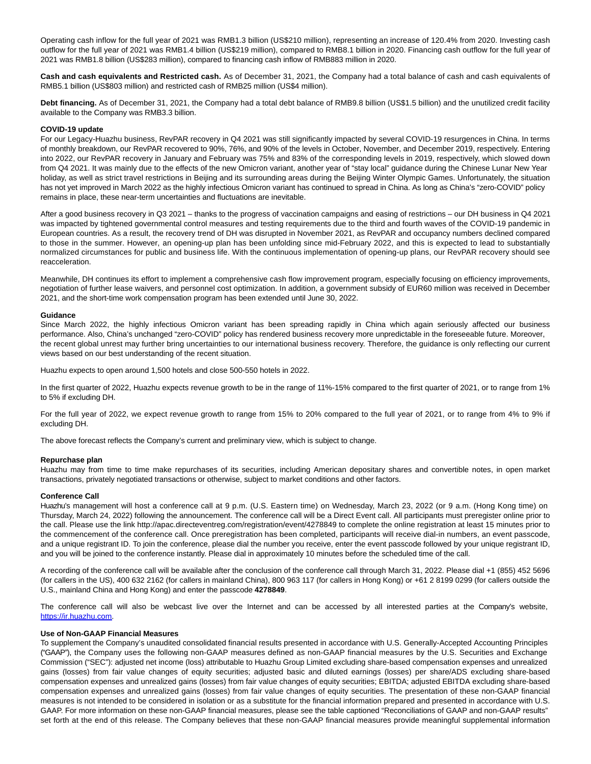Operating cash inflow for the full year of 2021 was RMB1.3 billion (US$210 million), representing an increase of 120.4% from 2020. Investing cash outflow for the full year of 2021 was RMB1.4 billion (US$219 million), compared to RMB8.1 billion in 2020. Financing cash outflow for the full year of 2021 was RMB1.8 billion (US$283 million), compared to financing cash inflow of RMB883 million in 2020.

**Cash and cash equivalents and Restricted cash.** As of December 31, 2021, the Company had a total balance of cash and cash equivalents of RMB5.1 billion (US$803 million) and restricted cash of RMB25 million (US$4 million).

**Debt financing.** As of December 31, 2021, the Company had a total debt balance of RMB9.8 billion (US$1.5 billion) and the unutilized credit facility available to the Company was RMB3.3 billion.

**COVID-19 update**

For our Legacy-Huazhu business, RevPAR recovery in Q4 2021 was still significantly impacted by several COVID-19 resurgences in China. In terms of monthly breakdown, our RevPAR recovered to 90%, 76%, and 90% of the levels in October, November, and December 2019, respectively. Entering into 2022, our RevPAR recovery in January and February was 75% and 83% of the corresponding levels in 2019, respectively, which slowed down from Q4 2021. It was mainly due to the effects of the new Omicron variant, another year of "stay local" guidance during the Chinese Lunar New Year holiday, as well as strict travel restrictions in Beijing and its surrounding areas during the Beijing Winter Olympic Games. Unfortunately, the situation has not yet improved in March 2022 as the highly infectious Omicron variant has continued to spread in China. As long as China's "zero-COVID" policy remains in place, these near-term uncertainties and fluctuations are inevitable.

After a good business recovery in Q3 2021 – thanks to the progress of vaccination campaigns and easing of restrictions – our DH business in Q4 2021 was impacted by tightened governmental control measures and testing requirements due to the third and fourth waves of the COVID-19 pandemic in European countries. As a result, the recovery trend of DH was disrupted in November 2021, as RevPAR and occupancy numbers declined compared to those in the summer. However, an opening-up plan has been unfolding since mid-February 2022, and this is expected to lead to substantially normalized circumstances for public and business life. With the continuous implementation of opening-up plans, our RevPAR recovery should see reacceleration.

Meanwhile, DH continues its effort to implement a comprehensive cash flow improvement program, especially focusing on efficiency improvements, negotiation of further lease waivers, and personnel cost optimization. In addition, a government subsidy of EUR60 million was received in December 2021, and the short-time work compensation program has been extended until June 30, 2022.

**Guidance**

Since March 2022, the highly infectious Omicron variant has been spreading rapidly in China which again seriously affected our business performance. Also, China's unchanged "zero-COVID" policy has rendered business recovery more unpredictable in the foreseeable future. Moreover, the recent global unrest may further bring uncertainties to our international business recovery. Therefore, the guidance is only reflecting our current views based on our best understanding of the recent situation.

Huazhu expects to open around 1,500 hotels and close 500-550 hotels in 2022.

In the first quarter of 2022, Huazhu expects revenue growth to be in the range of 11%-15% compared to the first quarter of 2021, or to range from 1% to 5% if excluding DH.

For the full year of 2022, we expect revenue growth to range from 15% to 20% compared to the full year of 2021, or to range from 4% to 9% if excluding DH.

The above forecast reflects the Company's current and preliminary view, which is subject to change.

**Repurchase plan**

Huazhu may from time to time make repurchases of its securities, including American depositary shares and convertible notes, in open market transactions, privately negotiated transactions or otherwise, subject to market conditions and other factors.

**Conference Call**

Huazhu's management will host a conference call at 9 p.m. (U.S. Eastern time) on Wednesday, March 23, 2022 (or 9 a.m. (Hong Kong time) on Thursday, March 24, 2022) following the announcement. The conference call will be a Direct Event call. All participants must preregister online prior to the call. Please use the link http://apac.directeventreg.com/registration/event/4278849 to complete the online registration at least 15 minutes prior to the commencement of the conference call. Once preregistration has been completed, participants will receive dial-in numbers, an event passcode, and a unique registrant ID. To join the conference, please dial the number you receive, enter the event passcode followed by your unique registrant ID, and you will be joined to the conference instantly. Please dial in approximately 10 minutes before the scheduled time of the call.

A recording of the conference call will be available after the conclusion of the conference call through March 31, 2022. Please dial +1 (855) 452 5696 (for callers in the US), 400 632 2162 (for callers in mainland China), 800 963 117 (for callers in Hong Kong) or +61 2 8199 0299 (for callers outside the U.S., mainland China and Hong Kong) and enter the passcode **4278849**.

The conference call will also be webcast live over the Internet and can be accessed by all interested parties at the Company's website, https://ir.huazhu.com.

**Use of Non-GAAP Financial Measures**

To supplement the Company's unaudited consolidated financial results presented in accordance with U.S. Generally-Accepted Accounting Principles ("GAAP"), the Company uses the following non-GAAP measures defined as non-GAAP financial measures by the U.S. Securities and Exchange Commission ("SEC"): adjusted net income (loss) attributable to Huazhu Group Limited excluding share-based compensation expenses and unrealized gains (losses) from fair value changes of equity securities; adjusted basic and diluted earnings (losses) per share/ADS excluding share-based compensation expenses and unrealized gains (losses) from fair value changes of equity securities; EBITDA; adjusted EBITDA excluding share-based compensation expenses and unrealized gains (losses) from fair value changes of equity securities. The presentation of these non-GAAP financial measures is not intended to be considered in isolation or as a substitute for the financial information prepared and presented in accordance with U.S. GAAP. For more information on these non-GAAP financial measures, please see the table captioned "Reconciliations of GAAP and non-GAAP results" set forth at the end of this release. The Company believes that these non-GAAP financial measures provide meaningful supplemental information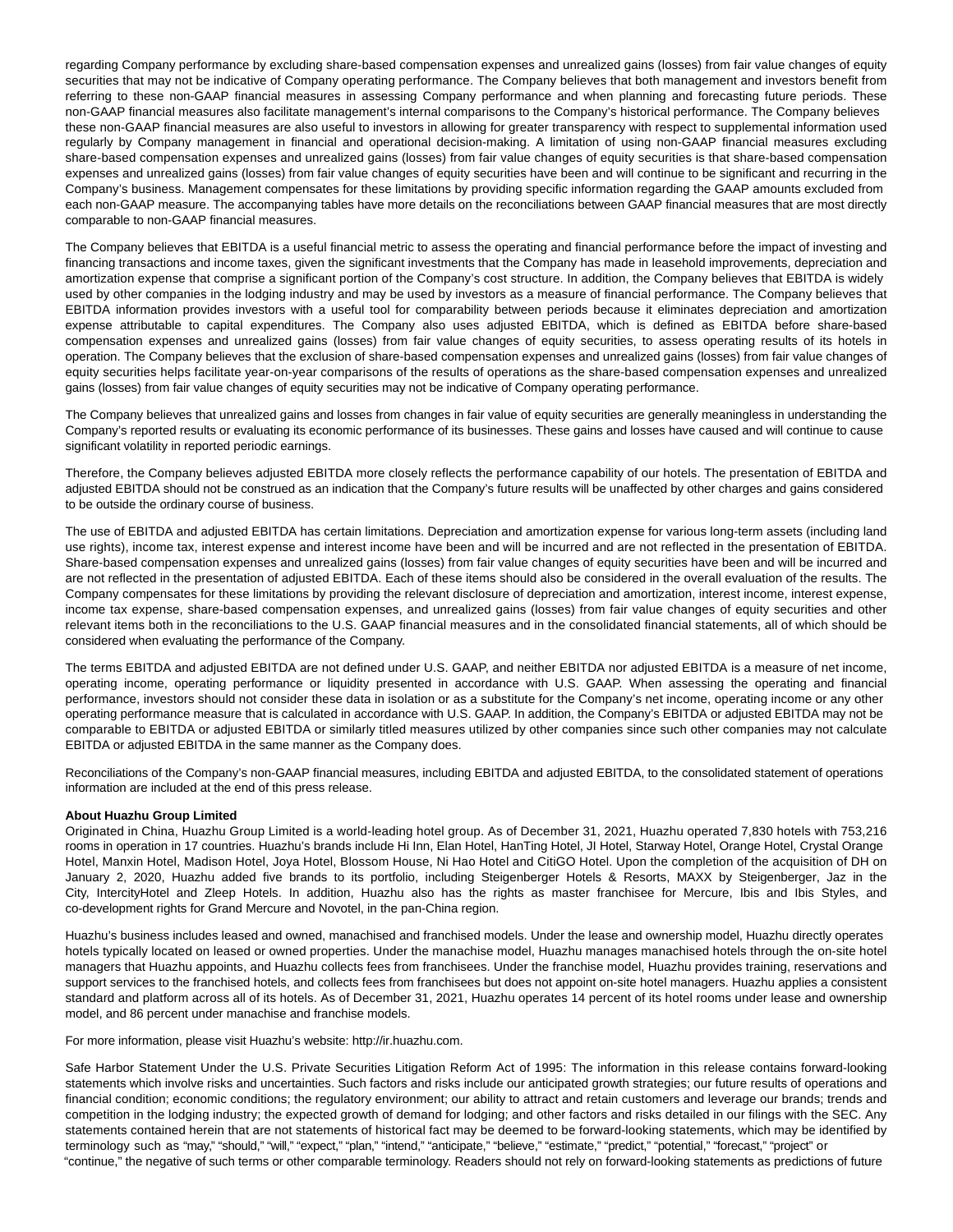regarding Company performance by excluding share-based compensation expenses and unrealized gains (losses) from fair value changes of equity securities that may not be indicative of Company operating performance. The Company believes that both management and investors benefit from referring to these non-GAAP financial measures in assessing Company performance and when planning and forecasting future periods. These non-GAAP financial measures also facilitate management's internal comparisons to the Company's historical performance. The Company believes these non-GAAP financial measures are also useful to investors in allowing for greater transparency with respect to supplemental information used regularly by Company management in financial and operational decision-making. A limitation of using non-GAAP financial measures excluding share-based compensation expenses and unrealized gains (losses) from fair value changes of equity securities is that share-based compensation expenses and unrealized gains (losses) from fair value changes of equity securities have been and will continue to be significant and recurring in the Company's business. Management compensates for these limitations by providing specific information regarding the GAAP amounts excluded from each non-GAAP measure. The accompanying tables have more details on the reconciliations between GAAP financial measures that are most directly comparable to non-GAAP financial measures.

The Company believes that EBITDA is a useful financial metric to assess the operating and financial performance before the impact of investing and financing transactions and income taxes, given the significant investments that the Company has made in leasehold improvements, depreciation and amortization expense that comprise a significant portion of the Company's cost structure. In addition, the Company believes that EBITDA is widely used by other companies in the lodging industry and may be used by investors as a measure of financial performance. The Company believes that EBITDA information provides investors with a useful tool for comparability between periods because it eliminates depreciation and amortization expense attributable to capital expenditures. The Company also uses adjusted EBITDA, which is defined as EBITDA before share-based compensation expenses and unrealized gains (losses) from fair value changes of equity securities, to assess operating results of its hotels in operation. The Company believes that the exclusion of share-based compensation expenses and unrealized gains (losses) from fair value changes of equity securities helps facilitate year-on-year comparisons of the results of operations as the share-based compensation expenses and unrealized gains (losses) from fair value changes of equity securities may not be indicative of Company operating performance.

The Company believes that unrealized gains and losses from changes in fair value of equity securities are generally meaningless in understanding the Company's reported results or evaluating its economic performance of its businesses. These gains and losses have caused and will continue to cause significant volatility in reported periodic earnings.

Therefore, the Company believes adjusted EBITDA more closely reflects the performance capability of our hotels. The presentation of EBITDA and adjusted EBITDA should not be construed as an indication that the Company's future results will be unaffected by other charges and gains considered to be outside the ordinary course of business.

The use of EBITDA and adjusted EBITDA has certain limitations. Depreciation and amortization expense for various long-term assets (including land use rights), income tax, interest expense and interest income have been and will be incurred and are not reflected in the presentation of EBITDA. Share-based compensation expenses and unrealized gains (losses) from fair value changes of equity securities have been and will be incurred and are not reflected in the presentation of adjusted EBITDA. Each of these items should also be considered in the overall evaluation of the results. The Company compensates for these limitations by providing the relevant disclosure of depreciation and amortization, interest income, interest expense, income tax expense, share-based compensation expenses, and unrealized gains (losses) from fair value changes of equity securities and other relevant items both in the reconciliations to the U.S. GAAP financial measures and in the consolidated financial statements, all of which should be considered when evaluating the performance of the Company.

The terms EBITDA and adjusted EBITDA are not defined under U.S. GAAP, and neither EBITDA nor adjusted EBITDA is a measure of net income, operating income, operating performance or liquidity presented in accordance with U.S. GAAP. When assessing the operating and financial performance, investors should not consider these data in isolation or as a substitute for the Company's net income, operating income or any other operating performance measure that is calculated in accordance with U.S. GAAP. In addition, the Company's EBITDA or adjusted EBITDA may not be comparable to EBITDA or adjusted EBITDA or similarly titled measures utilized by other companies since such other companies may not calculate EBITDA or adjusted EBITDA in the same manner as the Company does.

Reconciliations of the Company's non-GAAP financial measures, including EBITDA and adjusted EBITDA, to the consolidated statement of operations information are included at the end of this press release.

**About Huazhu Group Limited**

Originated in China, Huazhu Group Limited is a world-leading hotel group. As of December 31, 2021, Huazhu operated 7,830 hotels with 753,216 rooms in operation in 17 countries. Huazhu's brands include Hi Inn, Elan Hotel, HanTing Hotel, JI Hotel, Starway Hotel, Orange Hotel, Crystal Orange Hotel, Manxin Hotel, Madison Hotel, Joya Hotel, Blossom House, Ni Hao Hotel and CitiGO Hotel. Upon the completion of the acquisition of DH on January 2, 2020, Huazhu added five brands to its portfolio, including Steigenberger Hotels & Resorts, MAXX by Steigenberger, Jaz in the City, IntercityHotel and Zleep Hotels. In addition, Huazhu also has the rights as master franchisee for Mercure, Ibis and Ibis Styles, and co-development rights for Grand Mercure and Novotel, in the pan-China region.

Huazhu's business includes leased and owned, manachised and franchised models. Under the lease and ownership model, Huazhu directly operates hotels typically located on leased or owned properties. Under the manachise model, Huazhu manages manachised hotels through the on-site hotel managers that Huazhu appoints, and Huazhu collects fees from franchisees. Under the franchise model, Huazhu provides training, reservations and support services to the franchised hotels, and collects fees from franchisees but does not appoint on-site hotel managers. Huazhu applies a consistent standard and platform across all of its hotels. As of December 31, 2021, Huazhu operates 14 percent of its hotel rooms under lease and ownership model, and 86 percent under manachise and franchise models.

For more information, please visit Huazhu's website: http://ir.huazhu.com.

Safe Harbor Statement Under the U.S. Private Securities Litigation Reform Act of 1995: The information in this release contains forward-looking statements which involve risks and uncertainties. Such factors and risks include our anticipated growth strategies; our future results of operations and financial condition; economic conditions; the regulatory environment; our ability to attract and retain customers and leverage our brands; trends and competition in the lodging industry; the expected growth of demand for lodging; and other factors and risks detailed in our filings with the SEC. Any statements contained herein that are not statements of historical fact may be deemed to be forward-looking statements, which may be identified by terminology such as "may," "should," "will," "expect," "plan," "intend," "anticipate," "believe," "estimate," "predict," "potential," "forecast," "project" or "continue," the negative of such terms or other comparable terminology. Readers should not rely on forward-looking statements as predictions of future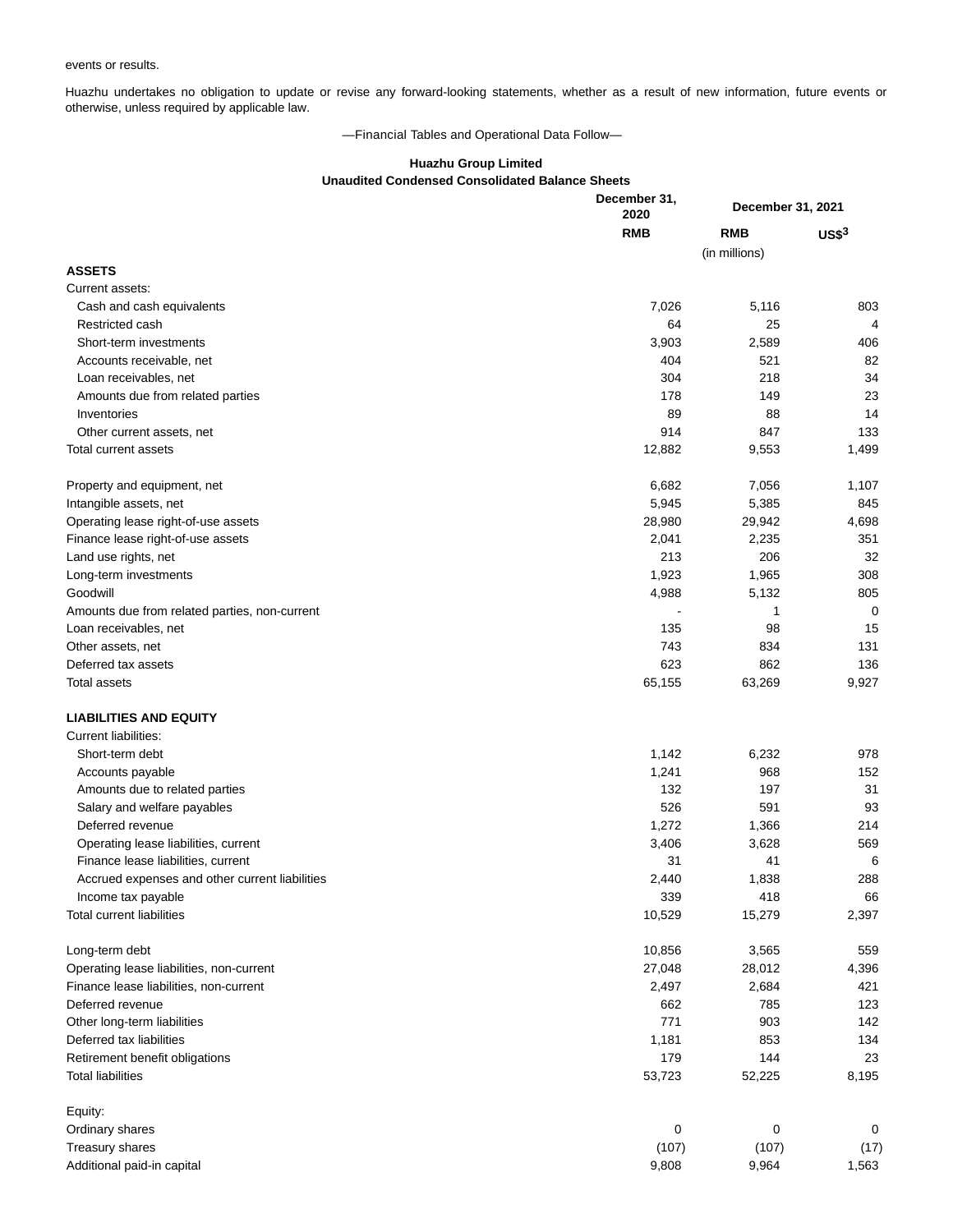events or results.

Huazhu undertakes no obligation to update or revise any forward-looking statements, whether as a result of new information, future events or otherwise, unless required by applicable law.

—Financial Tables and Operational Data Follow—

**Huazhu Group Limited**
**Unaudited Condensed Consolidated Balance Sheets**

| | December 31, 2020 | December 31, 2021 | |
|---|---|---|---|
| | RMB | RMB | US$[3] |
| | | (in millions) | |
| **ASSETS** | | | |
| Current assets: | | | |
| Cash and cash equivalents | 7,026 | 5,116 | 803 |
| Restricted cash | 64 | 25 | 4 |
| Short-term investments | 3,903 | 2,589 | 406 |
| Accounts receivable, net | 404 | 521 | 82 |
| Loan receivables, net | 304 | 218 | 34 |
| Amounts due from related parties | 178 | 149 | 23 |
| Inventories | 89 | 88 | 14 |
| Other current assets, net | 914 | 847 | 133 |
| Total current assets | 12,882 | 9,553 | 1,499 |
| | | | |
| Property and equipment, net | 6,682 | 7,056 | 1,107 |
| Intangible assets, net | 5,945 | 5,385 | 845 |
| Operating lease right-of-use assets | 28,980 | 29,942 | 4,698 |
| Finance lease right-of-use assets | 2,041 | 2,235 | 351 |
| Land use rights, net | 213 | 206 | 32 |
| Long-term investments | 1,923 | 1,965 | 308 |
| Goodwill | 4,988 | 5,132 | 805 |
| Amounts due from related parties, non-current | - | 1 | 0 |
| Loan receivables, net | 135 | 98 | 15 |
| Other assets, net | 743 | 834 | 131 |
| Deferred tax assets | 623 | 862 | 136 |
| Total assets | 65,155 | 63,269 | 9,927 |
| | | | |
| **LIABILITIES AND EQUITY** | | | |
| Current liabilities: | | | |
| Short-term debt | 1,142 | 6,232 | 978 |
| Accounts payable | 1,241 | 968 | 152 |
| Amounts due to related parties | 132 | 197 | 31 |
| Salary and welfare payables | 526 | 591 | 93 |
| Deferred revenue | 1,272 | 1,366 | 214 |
| Operating lease liabilities, current | 3,406 | 3,628 | 569 |
| Finance lease liabilities, current | 31 | 41 | 6 |
| Accrued expenses and other current liabilities | 2,440 | 1,838 | 288 |
| Income tax payable | 339 | 418 | 66 |
| Total current liabilities | 10,529 | 15,279 | 2,397 |
| | | | |
| Long-term debt | 10,856 | 3,565 | 559 |
| Operating lease liabilities, non-current | 27,048 | 28,012 | 4,396 |
| Finance lease liabilities, non-current | 2,497 | 2,684 | 421 |
| Deferred revenue | 662 | 785 | 123 |
| Other long-term liabilities | 771 | 903 | 142 |
| Deferred tax liabilities | 1,181 | 853 | 134 |
| Retirement benefit obligations | 179 | 144 | 23 |
| Total liabilities | 53,723 | 52,225 | 8,195 |
| | | | |
| Equity: | | | |
| Ordinary shares | 0 | 0 | 0 |
| Treasury shares | (107) | (107) | (17) |
| Additional paid-in capital | 9,808 | 9,964 | 1,563 |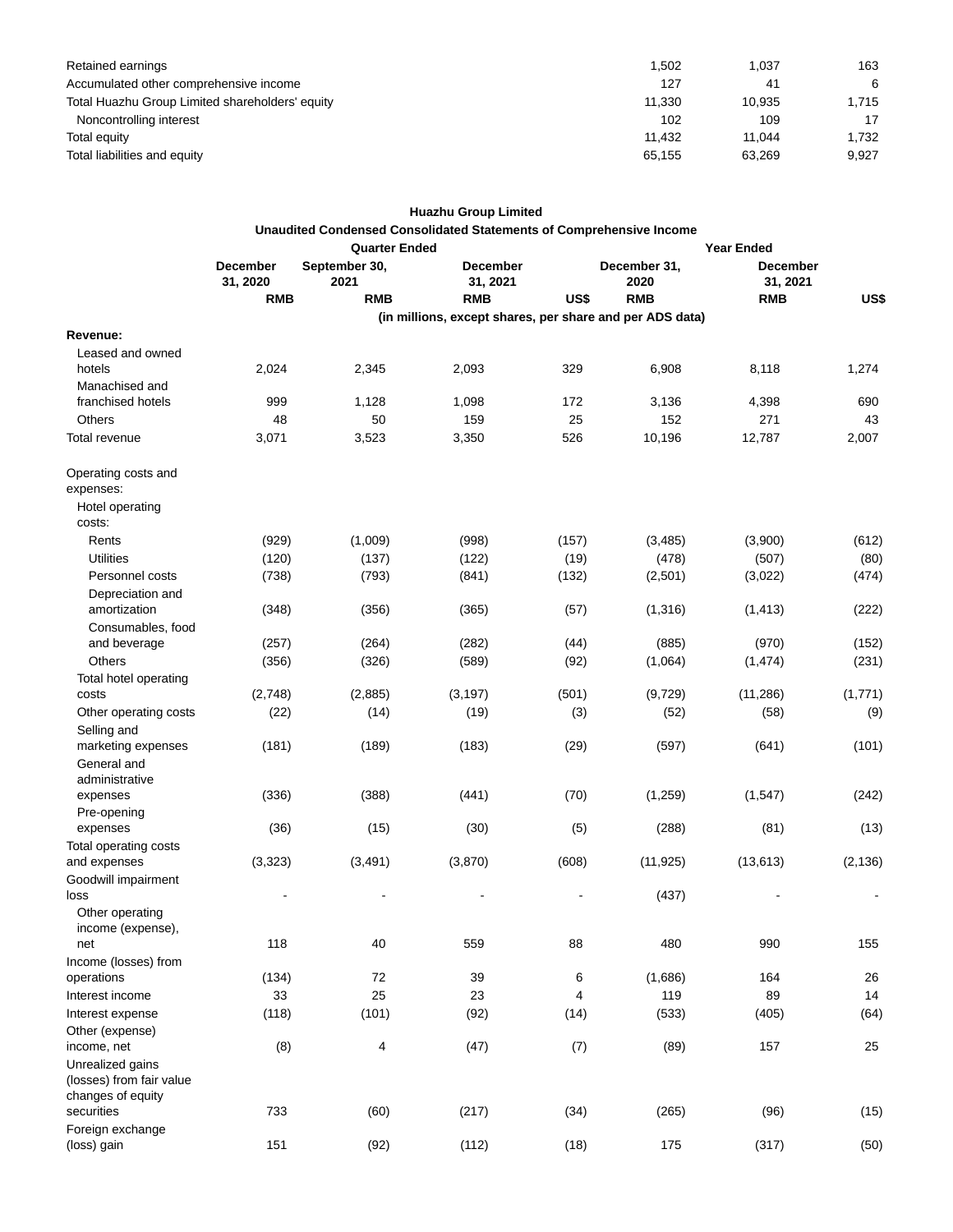| | | | |
|---|---|---|---|
| Retained earnings | 1,502 | 1,037 | 163 |
| Accumulated other comprehensive income | 127 | 41 | 6 |
| Total Huazhu Group Limited shareholders' equity | 11,330 | 10,935 | 1,715 |
| Noncontrolling interest | 102 | 109 | 17 |
| Total equity | 11,432 | 11,044 | 1,732 |
| Total liabilities and equity | 65,155 | 63,269 | 9,927 |

**Huazhu Group Limited**

**Unaudited Condensed Consolidated Statements of Comprehensive Income**

| | Quarter Ended | | | | Year Ended | | |
|---|---|---|---|---|---|---|---|
| | December 31, 2020 | September 30, 2021 | December 31, 2021 | | December 31, 2020 | December 31, 2021 | |
| | RMB | RMB | RMB | US$ | RMB | RMB | US$ |
| | (in millions, except shares, per share and per ADS data) | | | | | | |
| **Revenue:** | | | | | | | |
| Leased and owned hotels | 2,024 | 2,345 | 2,093 | 329 | 6,908 | 8,118 | 1,274 |
| Manachised and franchised hotels | 999 | 1,128 | 1,098 | 172 | 3,136 | 4,398 | 690 |
| Others | 48 | 50 | 159 | 25 | 152 | 271 | 43 |
| Total revenue | 3,071 | 3,523 | 3,350 | 526 | 10,196 | 12,787 | 2,007 |
| | | | | | | | |
| Operating costs and expenses: | | | | | | | |
| Hotel operating costs: | | | | | | | |
| Rents | (929) | (1,009) | (998) | (157) | (3,485) | (3,900) | (612) |
| Utilities | (120) | (137) | (122) | (19) | (478) | (507) | (80) |
| Personnel costs | (738) | (793) | (841) | (132) | (2,501) | (3,022) | (474) |
| Depreciation and amortization | (348) | (356) | (365) | (57) | (1,316) | (1,413) | (222) |
| Consumables, food and beverage | (257) | (264) | (282) | (44) | (885) | (970) | (152) |
| Others | (356) | (326) | (589) | (92) | (1,064) | (1,474) | (231) |
| Total hotel operating costs | (2,748) | (2,885) | (3,197) | (501) | (9,729) | (11,286) | (1,771) |
| Other operating costs | (22) | (14) | (19) | (3) | (52) | (58) | (9) |
| Selling and marketing expenses | (181) | (189) | (183) | (29) | (597) | (641) | (101) |
| General and administrative expenses | (336) | (388) | (441) | (70) | (1,259) | (1,547) | (242) |
| Pre-opening expenses | (36) | (15) | (30) | (5) | (288) | (81) | (13) |
| Total operating costs and expenses | (3,323) | (3,491) | (3,870) | (608) | (11,925) | (13,613) | (2,136) |
| Goodwill impairment loss | - | - | - | - | (437) | - | - |
| Other operating income (expense), net | 118 | 40 | 559 | 88 | 480 | 990 | 155 |
| Income (losses) from operations | (134) | 72 | 39 | 6 | (1,686) | 164 | 26 |
| Interest income | 33 | 25 | 23 | 4 | 119 | 89 | 14 |
| Interest expense | (118) | (101) | (92) | (14) | (533) | (405) | (64) |
| Other (expense) income, net | (8) | 4 | (47) | (7) | (89) | 157 | 25 |
| Unrealized gains (losses) from fair value changes of equity securities | 733 | (60) | (217) | (34) | (265) | (96) | (15) |
| Foreign exchange (loss) gain | 151 | (92) | (112) | (18) | 175 | (317) | (50) |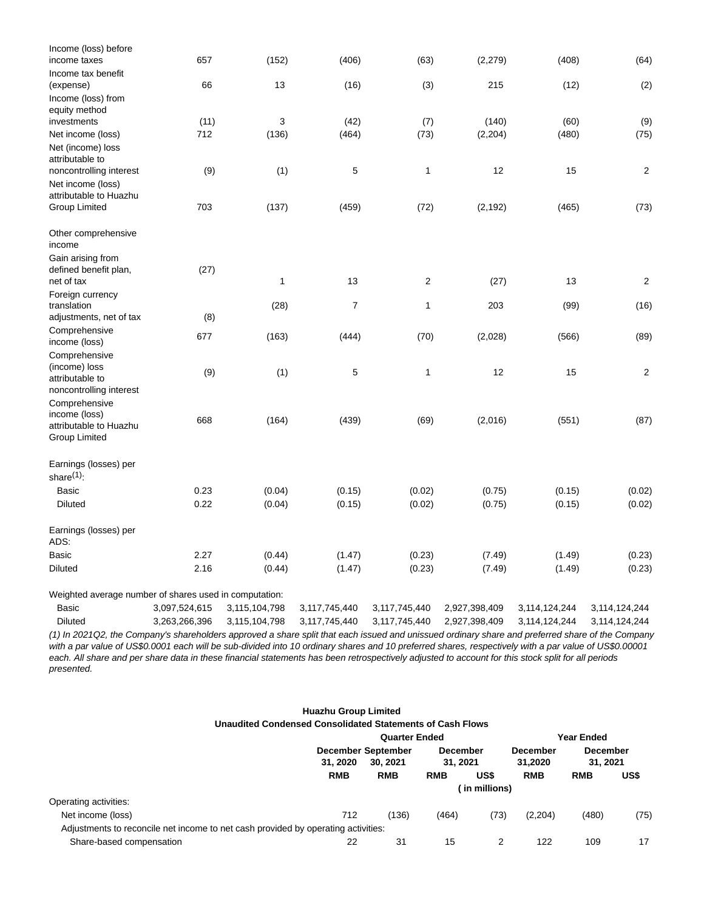| | | | | | | | |
|---|---|---|---|---|---|---|---|
| Income (loss) before income taxes | 657 | (152) | (406) | (63) | (2,279) | (408) | (64) |
| Income tax benefit (expense) | 66 | 13 | (16) | (3) | 215 | (12) | (2) |
| Income (loss) from equity method investments | (11) | 3 | (42) | (7) | (140) | (60) | (9) |
| Net income (loss) | 712 | (136) | (464) | (73) | (2,204) | (480) | (75) |
| Net (income) loss attributable to noncontrolling interest | (9) | (1) | 5 | 1 | 12 | 15 | 2 |
| Net income (loss) attributable to Huazhu Group Limited | 703 | (137) | (459) | (72) | (2,192) | (465) | (73) |
| | | | | | | | |
| Other comprehensive income | | | | | | | |
| Gain arising from defined benefit plan, net of tax | (27) | 1 | 13 | 2 | (27) | 13 | 2 |
| Foreign currency translation adjustments, net of tax | (8) | (28) | 7 | 1 | 203 | (99) | (16) |
| Comprehensive income (loss) | 677 | (163) | (444) | (70) | (2,028) | (566) | (89) |
| Comprehensive (income) loss attributable to noncontrolling interest | (9) | (1) | 5 | 1 | 12 | 15 | 2 |
| Comprehensive income (loss) attributable to Huazhu Group Limited | 668 | (164) | (439) | (69) | (2,016) | (551) | (87) |
| | | | | | | | |
| Earnings (losses) per share[(1)]: | | | | | | | |
| Basic | 0.23 | (0.04) | (0.15) | (0.02) | (0.75) | (0.15) | (0.02) |
| Diluted | 0.22 | (0.04) | (0.15) | (0.02) | (0.75) | (0.15) | (0.02) |
| | | | | | | | |
| Earnings (losses) per ADS: | | | | | | | |
| Basic | 2.27 | (0.44) | (1.47) | (0.23) | (7.49) | (1.49) | (0.23) |
| Diluted | 2.16 | (0.44) | (1.47) | (0.23) | (7.49) | (1.49) | (0.23) |
| | | | | | | | |
| Weighted average number of shares used in computation: | | | | | | | |
| Basic | 3,097,524,615 | 3,115,104,798 | 3,117,745,440 | 3,117,745,440 | 2,927,398,409 | 3,114,124,244 | 3,114,124,244 |
| Diluted | 3,263,266,396 | 3,115,104,798 | 3,117,745,440 | 3,117,745,440 | 2,927,398,409 | 3,114,124,244 | 3,114,124,244 |

*(1) In 2021Q2, the Company's shareholders approved a share split that each issued and unissued ordinary share and preferred share of the Company with a par value of US$0.0001 each will be sub-divided into 10 ordinary shares and 10 preferred shares, respectively with a par value of US$0.00001 each. All share and per share data in these financial statements has been retrospectively adjusted to account for this stock split for all periods presented.*

**Huazhu Group Limited**
**Unaudited Condensed Consolidated Statements of Cash Flows**

| | Quarter Ended | | | | Year Ended | | |
|---|---|---|---|---|---|---|---|
| | December 31, 2020 | September 30, 2021 | December 31, 2021 | | December 31,2020 | December 31, 2021 | |
| | RMB | RMB | RMB | US$ | RMB | RMB | US$ |
| | | | (in millions) | | | | |
| Operating activities: | | | | | | | |
| Net income (loss) | 712 | (136) | (464) | (73) | (2,204) | (480) | (75) |
| Adjustments to reconcile net income to net cash provided by operating activities: | | | | | | | |
| Share-based compensation | 22 | 31 | 15 | 2 | 122 | 109 | 17 |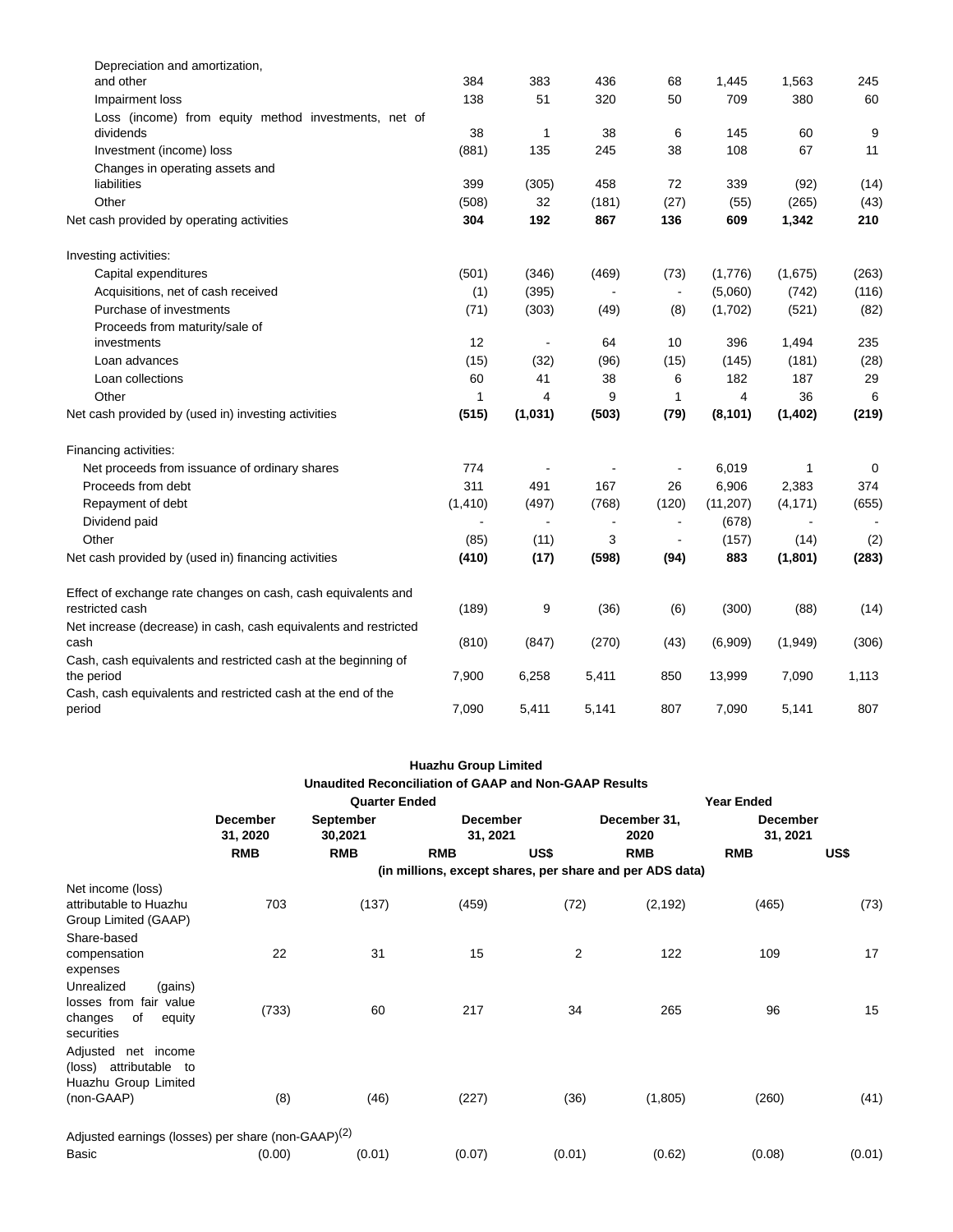| | | | | | | | |
|---|---|---|---|---|---|---|---|
| Depreciation and amortization, and other | 384 | 383 | 436 | 68 | 1,445 | 1,563 | 245 |
| Impairment loss | 138 | 51 | 320 | 50 | 709 | 380 | 60 |
| Loss (income) from equity method investments, net of dividends | 38 | 1 | 38 | 6 | 145 | 60 | 9 |
| Investment (income) loss | (881) | 135 | 245 | 38 | 108 | 67 | 11 |
| Changes in operating assets and liabilities | 399 | (305) | 458 | 72 | 339 | (92) | (14) |
| Other | (508) | 32 | (181) | (27) | (55) | (265) | (43) |
| **Net cash provided by operating activities** | **304** | **192** | **867** | **136** | **609** | **1,342** | **210** |
| | | | | | | | |
| Investing activities: | | | | | | | |
| Capital expenditures | (501) | (346) | (469) | (73) | (1,776) | (1,675) | (263) |
| Acquisitions, net of cash received | (1) | (395) | - | - | (5,060) | (742) | (116) |
| Purchase of investments | (71) | (303) | (49) | (8) | (1,702) | (521) | (82) |
| Proceeds from maturity/sale of investments | 12 | - | 64 | 10 | 396 | 1,494 | 235 |
| Loan advances | (15) | (32) | (96) | (15) | (145) | (181) | (28) |
| Loan collections | 60 | 41 | 38 | 6 | 182 | 187 | 29 |
| Other | 1 | 4 | 9 | 1 | 4 | 36 | 6 |
| **Net cash provided by (used in) investing activities** | **(515)** | **(1,031)** | **(503)** | **(79)** | **(8,101)** | **(1,402)** | **(219)** |
| | | | | | | | |
| Financing activities: | | | | | | | |
| Net proceeds from issuance of ordinary shares | 774 | - | - | - | 6,019 | 1 | 0 |
| Proceeds from debt | 311 | 491 | 167 | 26 | 6,906 | 2,383 | 374 |
| Repayment of debt | (1,410) | (497) | (768) | (120) | (11,207) | (4,171) | (655) |
| Dividend paid | - | - | - | - | (678) | - | - |
| Other | (85) | (11) | 3 | - | (157) | (14) | (2) |
| **Net cash provided by (used in) financing activities** | **(410)** | **(17)** | **(598)** | **(94)** | **883** | **(1,801)** | **(283)** |
| | | | | | | | |
| Effect of exchange rate changes on cash, cash equivalents and restricted cash | (189) | 9 | (36) | (6) | (300) | (88) | (14) |
| Net increase (decrease) in cash, cash equivalents and restricted cash | (810) | (847) | (270) | (43) | (6,909) | (1,949) | (306) |
| Cash, cash equivalents and restricted cash at the beginning of the period | 7,900 | 6,258 | 5,411 | 850 | 13,999 | 7,090 | 1,113 |
| Cash, cash equivalents and restricted cash at the end of the period | 7,090 | 5,411 | 5,141 | 807 | 7,090 | 5,141 | 807 |

**Huazhu Group Limited**

**Unaudited Reconciliation of GAAP and Non-GAAP Results**

| | Quarter Ended | | | | Year Ended | | |
|---|---|---|---|---|---|---|---|
| | December 31, 2020 | September 30,2021 | December 31, 2021 | | December 31, 2020 | December 31, 2021 | |
| | RMB | RMB | RMB | US$ | RMB | RMB | US$ |
| | (in millions, except shares, per share and per ADS data) | | | | | | |
| Net income (loss) attributable to Huazhu Group Limited (GAAP) | 703 | (137) | (459) | (72) | (2,192) | (465) | (73) |
| Share-based compensation expenses | 22 | 31 | 15 | 2 | 122 | 109 | 17 |
| Unrealized (gains) losses from fair value changes of equity securities | (733) | 60 | 217 | 34 | 265 | 96 | 15 |
| Adjusted net income (loss) attributable to Huazhu Group Limited (non-GAAP) | (8) | (46) | (227) | (36) | (1,805) | (260) | (41) |
| | | | | | | | |
| Adjusted earnings (losses) per share (non-GAAP)[(2)] | | | | | | | |
| Basic | (0.00) | (0.01) | (0.07) | (0.01) | (0.62) | (0.08) | (0.01) |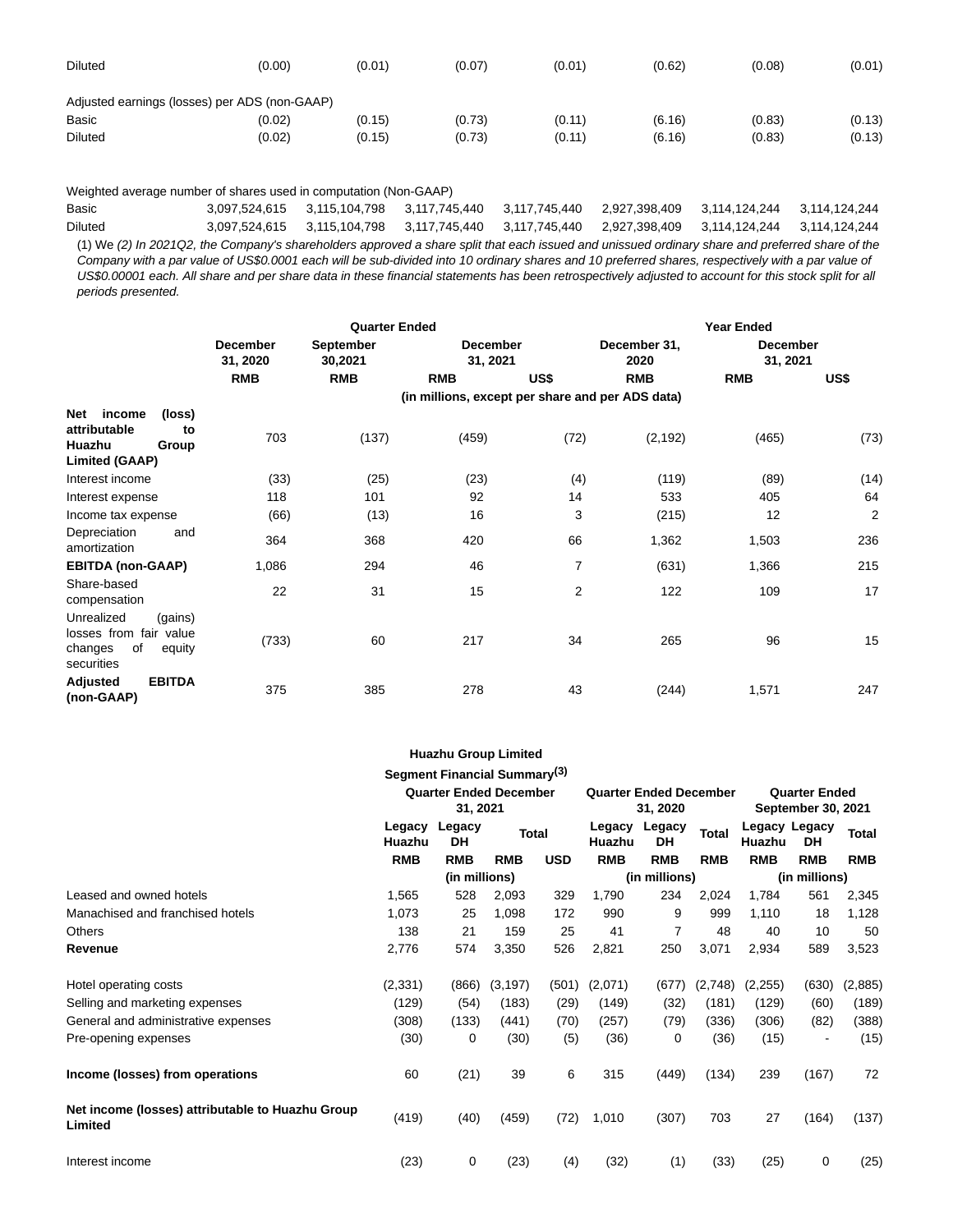| | | | | | | | |
|---|---|---|---|---|---|---|---|
| Diluted | (0.00) | (0.01) | (0.07) | (0.01) | (0.62) | (0.08) | (0.01) |
| Adjusted earnings (losses) per ADS (non-GAAP) | | | | | | | |
| Basic | (0.02) | (0.15) | (0.73) | (0.11) | (6.16) | (0.83) | (0.13) |
| Diluted | (0.02) | (0.15) | (0.73) | (0.11) | (6.16) | (0.83) | (0.13) |
| Weighted average number of shares used in computation (Non-GAAP) | | | | | | | |
| Basic | 3,097,524,615 | 3,115,104,798 | 3,117,745,440 | 3,117,745,440 | 2,927,398,409 | 3,114,124,244 | 3,114,124,244 |
| Diluted | 3,097,524,615 | 3,115,104,798 | 3,117,745,440 | 3,117,745,440 | 2,927,398,409 | 3,114,124,244 | 3,114,124,244 |

(1) We *(2) In 2021Q2, the Company's shareholders approved a share split that each issued and unissued ordinary share and preferred share of the Company with a par value of US$0.0001 each will be sub-divided into 10 ordinary shares and 10 preferred shares, respectively with a par value of US$0.00001 each. All share and per share data in these financial statements has been retrospectively adjusted to account for this stock split for all periods presented.*

| | Quarter Ended | | | | Year Ended | | |
|---|---|---|---|---|---|---|---|
| | December 31, 2020 | September 30,2021 | December 31, 2021 | | December 31, 2020 | December 31, 2021 | |
| | RMB | RMB | RMB | US$ | RMB | RMB | US$ |
| | (in millions, except per share and per ADS data) | | | | | | |
| **Net income (loss) attributable to Huazhu Group Limited (GAAP)** | 703 | (137) | (459) | (72) | (2,192) | (465) | (73) |
| Interest income | (33) | (25) | (23) | (4) | (119) | (89) | (14) |
| Interest expense | 118 | 101 | 92 | 14 | 533 | 405 | 64 |
| Income tax expense | (66) | (13) | 16 | 3 | (215) | 12 | 2 |
| Depreciation and amortization | 364 | 368 | 420 | 66 | 1,362 | 1,503 | 236 |
| **EBITDA (non-GAAP)** | 1,086 | 294 | 46 | 7 | (631) | 1,366 | 215 |
| Share-based compensation | 22 | 31 | 15 | 2 | 122 | 109 | 17 |
| Unrealized (gains) losses from fair value changes of equity securities | (733) | 60 | 217 | 34 | 265 | 96 | 15 |
| **Adjusted EBITDA (non-GAAP)** | 375 | 385 | 278 | 43 | (244) | 1,571 | 247 |

**Huazhu Group Limited**

**Segment Financial Summary(3)**

| | Quarter Ended December 31, 2021 | | | | Quarter Ended December 31, 2020 | | | Quarter Ended September 30, 2021 | | |
|---|---|---|---|---|---|---|---|---|---|---|
| | Legacy Huazhu | Legacy DH | Total | | Legacy Huazhu | Legacy DH | Total | Legacy Huazhu | Legacy DH | Total |
| | RMB | RMB | RMB | USD | RMB | RMB | RMB | RMB | RMB | RMB |
| | (in millions) | | | | (in millions) | | | (in millions) | | |
| Leased and owned hotels | 1,565 | 528 | 2,093 | 329 | 1,790 | 234 | 2,024 | 1,784 | 561 | 2,345 |
| Manachised and franchised hotels | 1,073 | 25 | 1,098 | 172 | 990 | 9 | 999 | 1,110 | 18 | 1,128 |
| Others | 138 | 21 | 159 | 25 | 41 | 7 | 48 | 40 | 10 | 50 |
| **Revenue** | 2,776 | 574 | 3,350 | 526 | 2,821 | 250 | 3,071 | 2,934 | 589 | 3,523 |
| Hotel operating costs | (2,331) | (866) | (3,197) | (501) | (2,071) | (677) | (2,748) | (2,255) | (630) | (2,885) |
| Selling and marketing expenses | (129) | (54) | (183) | (29) | (149) | (32) | (181) | (129) | (60) | (189) |
| General and administrative expenses | (308) | (133) | (441) | (70) | (257) | (79) | (336) | (306) | (82) | (388) |
| Pre-opening expenses | (30) | 0 | (30) | (5) | (36) | 0 | (36) | (15) | - | (15) |
| **Income (losses) from operations** | 60 | (21) | 39 | 6 | 315 | (449) | (134) | 239 | (167) | 72 |
| **Net income (losses) attributable to Huazhu Group Limited** | (419) | (40) | (459) | (72) | 1,010 | (307) | 703 | 27 | (164) | (137) |
| Interest income | (23) | 0 | (23) | (4) | (32) | (1) | (33) | (25) | 0 | (25) |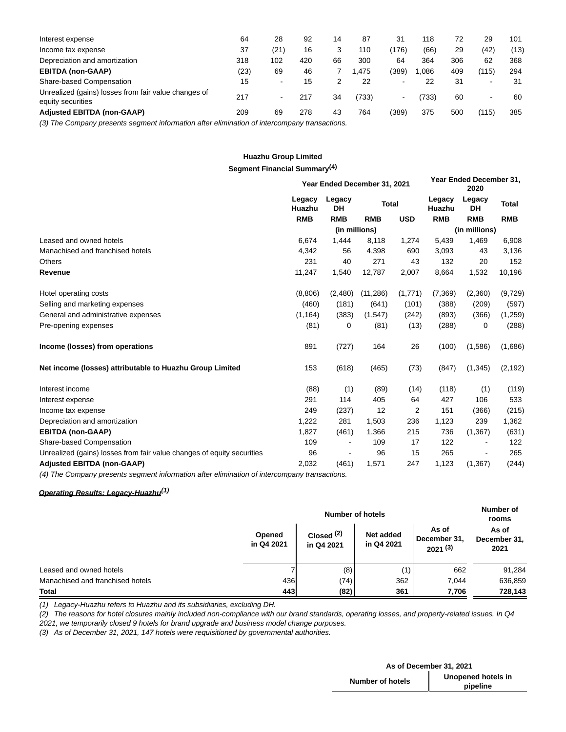| | | | | | | | | | | |
|---|---|---|---|---|---|---|---|---|---|---|
| Interest expense | 64 | 28 | 92 | 14 | 87 | 31 | 118 | 72 | 29 | 101 |
| Income tax expense | 37 | (21) | 16 | 3 | 110 | (176) | (66) | 29 | (42) | (13) |
| Depreciation and amortization | 318 | 102 | 420 | 66 | 300 | 64 | 364 | 306 | 62 | 368 |
| **EBITDA (non-GAAP)** | (23) | 69 | 46 | 7 | 1,475 | (389) | 1,086 | 409 | (115) | 294 |
| Share-based Compensation | 15 | - | 15 | 2 | 22 | - | 22 | 31 | - | 31 |
| Unrealized (gains) losses from fair value changes of equity securities | 217 | - | 217 | 34 | (733) | - | (733) | 60 | - | 60 |
| **Adjusted EBITDA (non-GAAP)** | 209 | 69 | 278 | 43 | 764 | (389) | 375 | 500 | (115) | 385 |

*(3) The Company presents segment information after elimination of intercompany transactions.*

**Huazhu Group Limited**

**Segment Financial Summary(4)**

| | Year Ended December 31, 2021 | | | | Year Ended December 31, 2020 | | |
|---|---|---|---|---|---|---|---|
| | Legacy Huazhu | Legacy DH | Total | | Legacy Huazhu | Legacy DH | Total |
| | RMB | RMB | RMB | USD | RMB | RMB | RMB |
| | | (in millions) | | | | (in millions) | |
| Leased and owned hotels | 6,674 | 1,444 | 8,118 | 1,274 | 5,439 | 1,469 | 6,908 |
| Manachised and franchised hotels | 4,342 | 56 | 4,398 | 690 | 3,093 | 43 | 3,136 |
| Others | 231 | 40 | 271 | 43 | 132 | 20 | 152 |
| **Revenue** | 11,247 | 1,540 | 12,787 | 2,007 | 8,664 | 1,532 | 10,196 |
| Hotel operating costs | (8,806) | (2,480) | (11,286) | (1,771) | (7,369) | (2,360) | (9,729) |
| Selling and marketing expenses | (460) | (181) | (641) | (101) | (388) | (209) | (597) |
| General and administrative expenses | (1,164) | (383) | (1,547) | (242) | (893) | (366) | (1,259) |
| Pre-opening expenses | (81) | 0 | (81) | (13) | (288) | 0 | (288) |
| **Income (losses) from operations** | 891 | (727) | 164 | 26 | (100) | (1,586) | (1,686) |
| **Net income (losses) attributable to Huazhu Group Limited** | 153 | (618) | (465) | (73) | (847) | (1,345) | (2,192) |
| Interest income | (88) | (1) | (89) | (14) | (118) | (1) | (119) |
| Interest expense | 291 | 114 | 405 | 64 | 427 | 106 | 533 |
| Income tax expense | 249 | (237) | 12 | 2 | 151 | (366) | (215) |
| Depreciation and amortization | 1,222 | 281 | 1,503 | 236 | 1,123 | 239 | 1,362 |
| **EBITDA (non-GAAP)** | 1,827 | (461) | 1,366 | 215 | 736 | (1,367) | (631) |
| Share-based Compensation | 109 | - | 109 | 17 | 122 | - | 122 |
| Unrealized (gains) losses from fair value changes of equity securities | 96 | - | 96 | 15 | 265 | - | 265 |
| **Adjusted EBITDA (non-GAAP)** | 2,032 | (461) | 1,571 | 247 | 1,123 | (1,367) | (244) |

*(4) The Company presents segment information after elimination of intercompany transactions.*

***Operating Results: Legacy-Huazhu(1)***

| | Number of hotels | | | | Number of rooms |
|---|---|---|---|---|---|
| | Opened in Q4 2021 | Closed (2) in Q4 2021 | Net added in Q4 2021 | As of December 31, 2021 (3) | As of December 31, 2021 |
| Leased and owned hotels | 7 | (8) | (1) | 662 | 91,284 |
| Manachised and franchised hotels | 436 | (74) | 362 | 7,044 | 636,859 |
| **Total** | **443** | **(82)** | **361** | **7,706** | **728,143** |

*(1) Legacy-Huazhu refers to Huazhu and its subsidiaries, excluding DH.*

*(2) The reasons for hotel closures mainly included non-compliance with our brand standards, operating losses, and property-related issues. In Q4 2021, we temporarily closed 9 hotels for brand upgrade and business model change purposes.*

*(3) As of December 31, 2021, 147 hotels were requisitioned by governmental authorities.*

| | As of December 31, 2021 | |
|---|---|---|
| | Number of hotels | Unopened hotels in pipeline |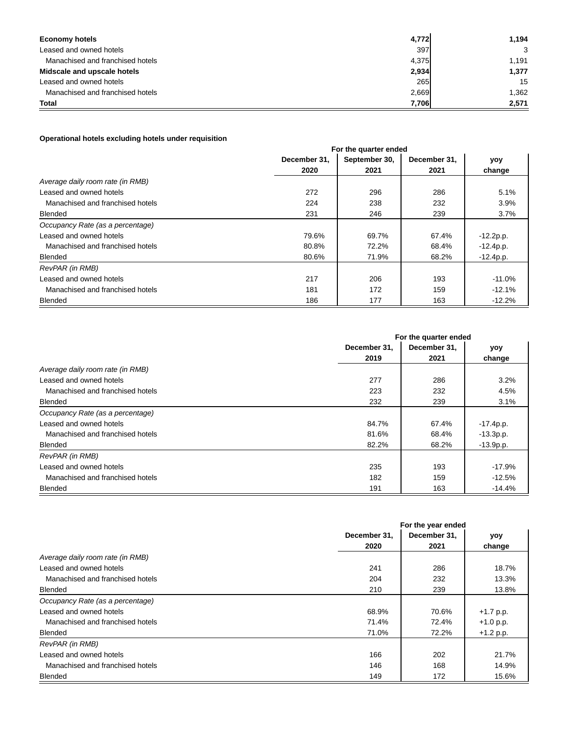| | | |
|---|---|---|
| **Economy hotels** | **4,772** | **1,194** |
| Leased and owned hotels | 397 | 3 |
| Manachised and franchised hotels | 4,375 | 1,191 |
| **Midscale and upscale hotels** | **2,934** | **1,377** |
| Leased and owned hotels | 265 | 15 |
| Manachised and franchised hotels | 2,669 | 1,362 |
| **Total** | **7,706** | **2,571** |

**Operational hotels excluding hotels under requisition**

| | For the quarter ended | | | |
|---|---|---|---|---|
| | **December 31, 2020** | **September 30, 2021** | **December 31, 2021** | **yoy change** |
| *Average daily room rate (in RMB)* | | | | |
| Leased and owned hotels | 272 | 296 | 286 | 5.1% |
| Manachised and franchised hotels | 224 | 238 | 232 | 3.9% |
| Blended | 231 | 246 | 239 | 3.7% |
| *Occupancy Rate (as a percentage)* | | | | |
| Leased and owned hotels | 79.6% | 69.7% | 67.4% | -12.2p.p. |
| Manachised and franchised hotels | 80.8% | 72.2% | 68.4% | -12.4p.p. |
| Blended | 80.6% | 71.9% | 68.2% | -12.4p.p. |
| *RevPAR (in RMB)* | | | | |
| Leased and owned hotels | 217 | 206 | 193 | -11.0% |
| Manachised and franchised hotels | 181 | 172 | 159 | -12.1% |
| Blended | 186 | 177 | 163 | -12.2% |

| | For the quarter ended | | |
|---|---|---|---|
| | **December 31, 2019** | **December 31, 2021** | **yoy change** |
| *Average daily room rate (in RMB)* | | | |
| Leased and owned hotels | 277 | 286 | 3.2% |
| Manachised and franchised hotels | 223 | 232 | 4.5% |
| Blended | 232 | 239 | 3.1% |
| *Occupancy Rate (as a percentage)* | | | |
| Leased and owned hotels | 84.7% | 67.4% | -17.4p.p. |
| Manachised and franchised hotels | 81.6% | 68.4% | -13.3p.p. |
| Blended | 82.2% | 68.2% | -13.9p.p. |
| *RevPAR (in RMB)* | | | |
| Leased and owned hotels | 235 | 193 | -17.9% |
| Manachised and franchised hotels | 182 | 159 | -12.5% |
| Blended | 191 | 163 | -14.4% |

| | For the year ended | | |
|---|---|---|---|
| | **December 31, 2020** | **December 31, 2021** | **yoy change** |
| *Average daily room rate (in RMB)* | | | |
| Leased and owned hotels | 241 | 286 | 18.7% |
| Manachised and franchised hotels | 204 | 232 | 13.3% |
| Blended | 210 | 239 | 13.8% |
| *Occupancy Rate (as a percentage)* | | | |
| Leased and owned hotels | 68.9% | 70.6% | +1.7 p.p. |
| Manachised and franchised hotels | 71.4% | 72.4% | +1.0 p.p. |
| Blended | 71.0% | 72.2% | +1.2 p.p. |
| *RevPAR (in RMB)* | | | |
| Leased and owned hotels | 166 | 202 | 21.7% |
| Manachised and franchised hotels | 146 | 168 | 14.9% |
| Blended | 149 | 172 | 15.6% |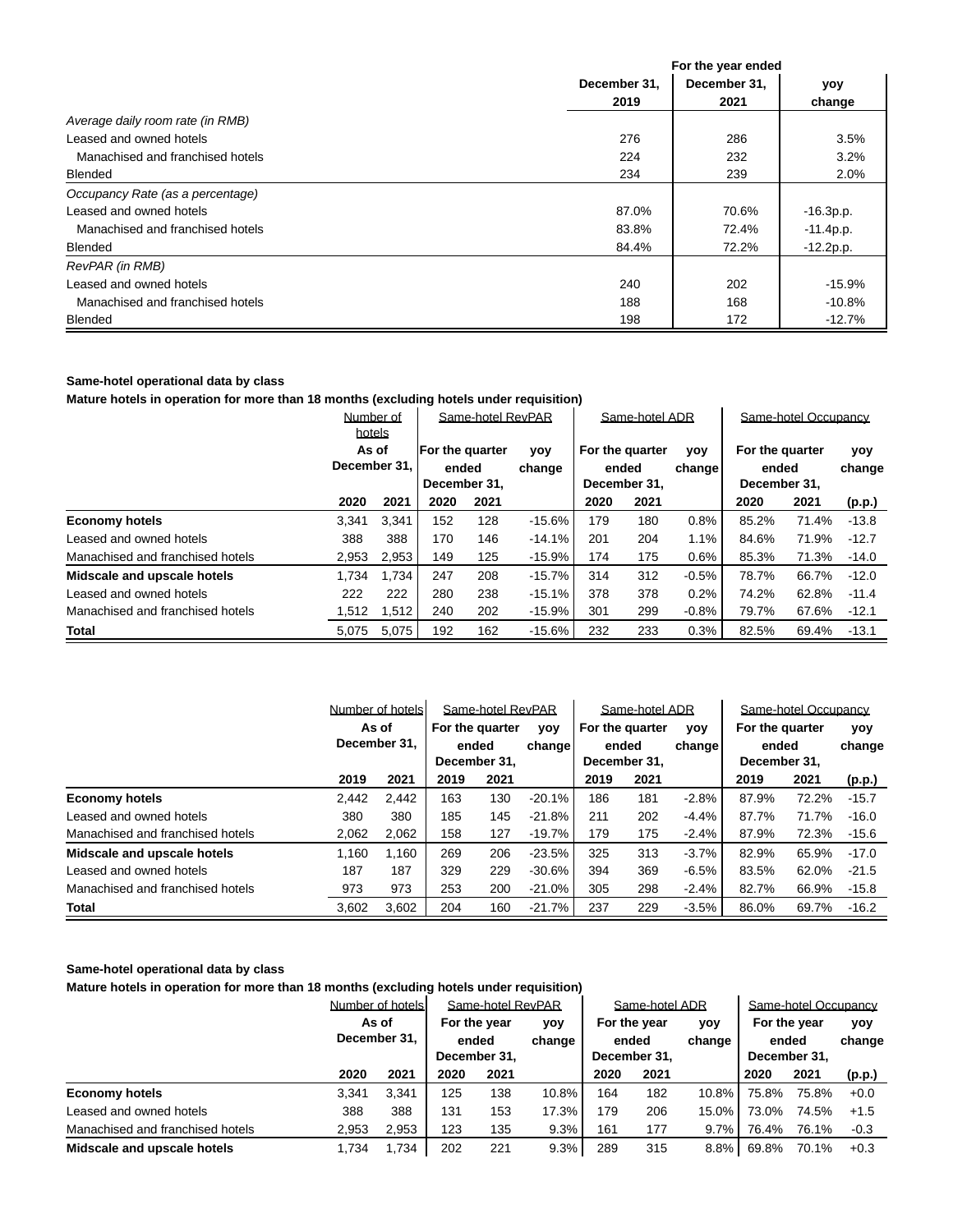| | For the year ended | | |
|---|---|---|---|
| | December 31, 2019 | December 31, 2021 | yoy change |
| *Average daily room rate (in RMB)* | | | |
| Leased and owned hotels | 276 | 286 | 3.5% |
| Manachised and franchised hotels | 224 | 232 | 3.2% |
| Blended | 234 | 239 | 2.0% |
| *Occupancy Rate (as a percentage)* | | | |
| Leased and owned hotels | 87.0% | 70.6% | -16.3p.p. |
| Manachised and franchised hotels | 83.8% | 72.4% | -11.4p.p. |
| Blended | 84.4% | 72.2% | -12.2p.p. |
| *RevPAR (in RMB)* | | | |
| Leased and owned hotels | 240 | 202 | -15.9% |
| Manachised and franchised hotels | 188 | 168 | -10.8% |
| Blended | 198 | 172 | -12.7% |

**Same-hotel operational data by class**

**Mature hotels in operation for more than 18 months (excluding hotels under requisition)**

| | Number of hotels | | Same-hotel RevPAR | | | Same-hotel ADR | | | Same-hotel Occupancy | | |
|---|---|---|---|---|---|---|---|---|---|---|---|
| | As of December 31, | | For the quarter ended December 31, | | yoy change | For the quarter ended December 31, | | yoy change | For the quarter ended December 31, | | yoy change |
| | 2020 | 2021 | 2020 | 2021 | | 2020 | 2021 | | 2020 | 2021 | (p.p.) |
| **Economy hotels** | 3,341 | 3,341 | 152 | 128 | -15.6% | 179 | 180 | 0.8% | 85.2% | 71.4% | -13.8 |
| Leased and owned hotels | 388 | 388 | 170 | 146 | -14.1% | 201 | 204 | 1.1% | 84.6% | 71.9% | -12.7 |
| Manachised and franchised hotels | 2,953 | 2,953 | 149 | 125 | -15.9% | 174 | 175 | 0.6% | 85.3% | 71.3% | -14.0 |
| **Midscale and upscale hotels** | 1,734 | 1,734 | 247 | 208 | -15.7% | 314 | 312 | -0.5% | 78.7% | 66.7% | -12.0 |
| Leased and owned hotels | 222 | 222 | 280 | 238 | -15.1% | 378 | 378 | 0.2% | 74.2% | 62.8% | -11.4 |
| Manachised and franchised hotels | 1,512 | 1,512 | 240 | 202 | -15.9% | 301 | 299 | -0.8% | 79.7% | 67.6% | -12.1 |
| **Total** | 5,075 | 5,075 | 192 | 162 | -15.6% | 232 | 233 | 0.3% | 82.5% | 69.4% | -13.1 |

| | Number of hotels | | Same-hotel RevPAR | | | Same-hotel ADR | | | Same-hotel Occupancy | | |
|---|---|---|---|---|---|---|---|---|---|---|---|
| | As of December 31, | | For the quarter ended December 31, | | yoy change | For the quarter ended December 31, | | yoy change | For the quarter ended December 31, | | yoy change |
| | 2019 | 2021 | 2019 | 2021 | | 2019 | 2021 | | 2019 | 2021 | (p.p.) |
| **Economy hotels** | 2,442 | 2,442 | 163 | 130 | -20.1% | 186 | 181 | -2.8% | 87.9% | 72.2% | -15.7 |
| Leased and owned hotels | 380 | 380 | 185 | 145 | -21.8% | 211 | 202 | -4.4% | 87.7% | 71.7% | -16.0 |
| Manachised and franchised hotels | 2,062 | 2,062 | 158 | 127 | -19.7% | 179 | 175 | -2.4% | 87.9% | 72.3% | -15.6 |
| **Midscale and upscale hotels** | 1,160 | 1,160 | 269 | 206 | -23.5% | 325 | 313 | -3.7% | 82.9% | 65.9% | -17.0 |
| Leased and owned hotels | 187 | 187 | 329 | 229 | -30.6% | 394 | 369 | -6.5% | 83.5% | 62.0% | -21.5 |
| Manachised and franchised hotels | 973 | 973 | 253 | 200 | -21.0% | 305 | 298 | -2.4% | 82.7% | 66.9% | -15.8 |
| **Total** | 3,602 | 3,602 | 204 | 160 | -21.7% | 237 | 229 | -3.5% | 86.0% | 69.7% | -16.2 |

**Same-hotel operational data by class**

**Mature hotels in operation for more than 18 months (excluding hotels under requisition)**

| | Number of hotels | | Same-hotel RevPAR | | | Same-hotel ADR | | | Same-hotel Occupancy | | |
|---|---|---|---|---|---|---|---|---|---|---|---|
| | As of December 31, | | For the year ended December 31, | | yoy change | For the year ended December 31, | | yoy change | For the year ended December 31, | | yoy change |
| | 2020 | 2021 | 2020 | 2021 | | 2020 | 2021 | | 2020 | 2021 | (p.p.) |
| **Economy hotels** | 3,341 | 3,341 | 125 | 138 | 10.8% | 164 | 182 | 10.8% | 75.8% | 75.8% | +0.0 |
| Leased and owned hotels | 388 | 388 | 131 | 153 | 17.3% | 179 | 206 | 15.0% | 73.0% | 74.5% | +1.5 |
| Manachised and franchised hotels | 2,953 | 2,953 | 123 | 135 | 9.3% | 161 | 177 | 9.7% | 76.4% | 76.1% | -0.3 |
| **Midscale and upscale hotels** | 1,734 | 1,734 | 202 | 221 | 9.3% | 289 | 315 | 8.8% | 69.8% | 70.1% | +0.3 |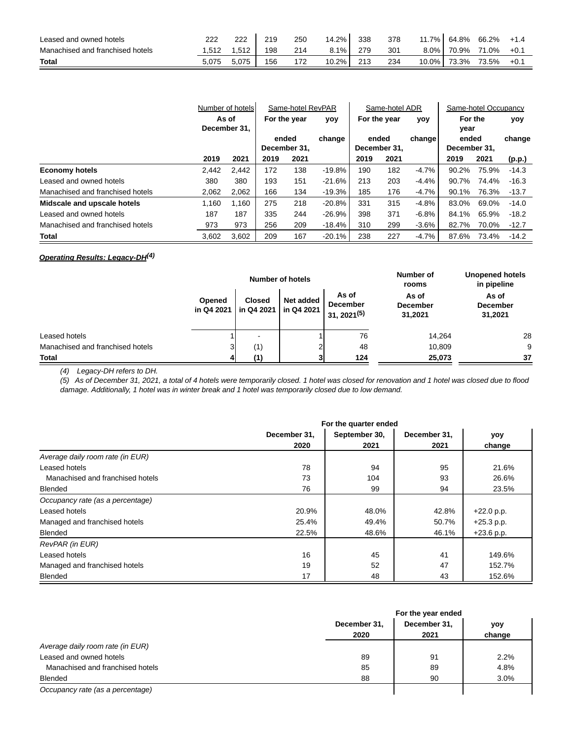| | | | | | | | | | | | |
|---|---|---|---|---|---|---|---|---|---|---|---|
| Leased and owned hotels | 222 | 222 | 219 | 250 | 14.2% | 338 | 378 | 11.7% | 64.8% | 66.2% | +1.4 |
| Manachised and franchised hotels | 1,512 | 1,512 | 198 | 214 | 8.1% | 279 | 301 | 8.0% | 70.9% | 71.0% | +0.1 |
| **Total** | 5,075 | 5,075 | 156 | 172 | 10.2% | 213 | 234 | 10.0% | 73.3% | 73.5% | +0.1 |

| | Number of hotels | | Same-hotel RevPAR | | | Same-hotel ADR | | | Same-hotel Occupancy | | |
|---|---|---|---|---|---|---|---|---|---|---|---|
| | As of December 31, | | For the year ended December 31, | | yoy change | For the year ended December 31, | | yoy change | For the year ended December 31, | | yoy change |
| | 2019 | 2021 | 2019 | 2021 | | 2019 | 2021 | | 2019 | 2021 | (p.p.) |
| **Economy hotels** | 2,442 | 2,442 | 172 | 138 | -19.8% | 190 | 182 | -4.7% | 90.2% | 75.9% | -14.3 |
| Leased and owned hotels | 380 | 380 | 193 | 151 | -21.6% | 213 | 203 | -4.4% | 90.7% | 74.4% | -16.3 |
| Manachised and franchised hotels | 2,062 | 2,062 | 166 | 134 | -19.3% | 185 | 176 | -4.7% | 90.1% | 76.3% | -13.7 |
| **Midscale and upscale hotels** | 1,160 | 1,160 | 275 | 218 | -20.8% | 331 | 315 | -4.8% | 83.0% | 69.0% | -14.0 |
| Leased and owned hotels | 187 | 187 | 335 | 244 | -26.9% | 398 | 371 | -6.8% | 84.1% | 65.9% | -18.2 |
| Manachised and franchised hotels | 973 | 973 | 256 | 209 | -18.4% | 310 | 299 | -3.6% | 82.7% | 70.0% | -12.7 |
| **Total** | 3,602 | 3,602 | 209 | 167 | -20.1% | 238 | 227 | -4.7% | 87.6% | 73.4% | -14.2 |

***Operating Results: Legacy-DH[4]***

| | Number of hotels | | | | Number of rooms | Unopened hotels in pipeline |
|---|---|---|---|---|---|---|
| | Opened in Q4 2021 | Closed in Q4 2021 | Net added in Q4 2021 | As of December 31, 2021[5] | As of December 31,2021 | As of December 31,2021 |
| Leased hotels | 1 | - | 1 | 76 | 14,264 | 28 |
| Manachised and franchised hotels | 3 | (1) | 2 | 48 | 10,809 | 9 |
| **Total** | **4** | **(1)** | **3** | **124** | **25,073** | **37** |

*(4) Legacy-DH refers to DH.*

*(5) As of December 31, 2021, a total of 4 hotels were temporarily closed. 1 hotel was closed for renovation and 1 hotel was closed due to flood damage. Additionally, 1 hotel was in winter break and 1 hotel was temporarily closed due to low demand.*

| | For the quarter ended | | | |
|---|---|---|---|---|
| | December 31, 2020 | September 30, 2021 | December 31, 2021 | yoy change |
| *Average daily room rate (in EUR)* | | | | |
| Leased hotels | 78 | 94 | 95 | 21.6% |
| Manachised and franchised hotels | 73 | 104 | 93 | 26.6% |
| Blended | 76 | 99 | 94 | 23.5% |
| *Occupancy rate (as a percentage)* | | | | |
| Leased hotels | 20.9% | 48.0% | 42.8% | +22.0 p.p. |
| Managed and franchised hotels | 25.4% | 49.4% | 50.7% | +25.3 p.p. |
| Blended | 22.5% | 48.6% | 46.1% | +23.6 p.p. |
| *RevPAR (in EUR)* | | | | |
| Leased hotels | 16 | 45 | 41 | 149.6% |
| Managed and franchised hotels | 19 | 52 | 47 | 152.7% |
| Blended | 17 | 48 | 43 | 152.6% |

| | For the year ended | | |
|---|---|---|---|
| | December 31, 2020 | December 31, 2021 | yoy change |
| *Average daily room rate (in EUR)* | | | |
| Leased and owned hotels | 89 | 91 | 2.2% |
| Manachised and franchised hotels | 85 | 89 | 4.8% |
| Blended | 88 | 90 | 3.0% |
| *Occupancy rate (as a percentage)* | | | |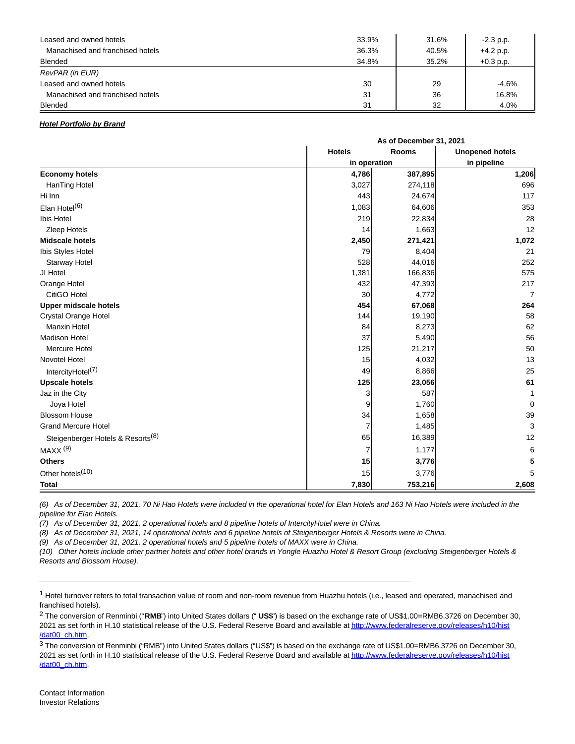| | | | |
|---|---|---|---|
| Leased and owned hotels | 33.9% | 31.6% | -2.3 p.p. |
| Manachised and franchised hotels | 36.3% | 40.5% | +4.2 p.p. |
| Blended | 34.8% | 35.2% | +0.3 p.p. |
| *RevPAR (in EUR)* | | | |
| Leased and owned hotels | 30 | 29 | -4.6% |
| Manachised and franchised hotels | 31 | 36 | 16.8% |
| Blended | 31 | 32 | 4.0% |

***Hotel Portfolio by Brand***

| | As of December 31, 2021 | | |
|---|---|---|---|
| | Hotels | Rooms | Unopened hotels |
| | in operation | | in pipeline |
| **Economy hotels** | **4,786** | **387,895** | **1,206** |
| HanTing Hotel | 3,027 | 274,118 | 696 |
| Hi Inn | 443 | 24,674 | 117 |
| Elan Hotel(6) | 1,083 | 64,606 | 353 |
| Ibis Hotel | 219 | 22,834 | 28 |
| Zleep Hotels | 14 | 1,663 | 12 |
| **Midscale hotels** | **2,450** | **271,421** | **1,072** |
| Ibis Styles Hotel | 79 | 8,404 | 21 |
| Starway Hotel | 528 | 44,016 | 252 |
| JI Hotel | 1,381 | 166,836 | 575 |
| Orange Hotel | 432 | 47,393 | 217 |
| CitiGO Hotel | 30 | 4,772 | 7 |
| **Upper midscale hotels** | **454** | **67,068** | **264** |
| Crystal Orange Hotel | 144 | 19,190 | 58 |
| Manxin Hotel | 84 | 8,273 | 62 |
| Madison Hotel | 37 | 5,490 | 56 |
| Mercure Hotel | 125 | 21,217 | 50 |
| Novotel Hotel | 15 | 4,032 | 13 |
| IntercityHotel(7) | 49 | 8,866 | 25 |
| **Upscale hotels** | **125** | **23,056** | **61** |
| Jaz in the City | 3 | 587 | 1 |
| Joya Hotel | 9 | 1,760 | 0 |
| Blossom House | 34 | 1,658 | 39 |
| Grand Mercure Hotel | 7 | 1,485 | 3 |
| Steigenberger Hotels & Resorts(8) | 65 | 16,389 | 12 |
| MAXX (9) | 7 | 1,177 | 6 |
| **Others** | **15** | **3,776** | **5** |
| Other hotels(10) | 15 | 3,776 | 5 |
| **Total** | **7,830** | **753,216** | **2,608** |

*(6) As of December 31, 2021, 70 Ni Hao Hotels were included in the operational hotel for Elan Hotels and 163 Ni Hao Hotels were included in the pipeline for Elan Hotels.*

*(7) As of December 31, 2021, 2 operational hotels and 8 pipeline hotels of IntercityHotel were in China.*

*(8) As of December 31, 2021, 14 operational hotels and 6 pipeline hotels of Steigenberger Hotels & Resorts were in China.*

*(9) As of December 31, 2021, 2 operational hotels and 5 pipeline hotels of MAXX were in China.*

*(10) Other hotels include other partner hotels and other hotel brands in Yongle Huazhu Hotel & Resort Group (excluding Steigenberger Hotels & Resorts and Blossom House).*

---

[1] Hotel turnover refers to total transaction value of room and non-room revenue from Huazhu hotels (i.e., leased and operated, manachised and franchised hotels).

[2] The conversion of Renminbi ("**RMB**") into United States dollars (" **US$**") is based on the exchange rate of US$1.00=RMB6.3726 on December 30, 2021 as set forth in H.10 statistical release of the U.S. Federal Reserve Board and available at http://www.federalreserve.gov/releases/h10/hist/dat00_ch.htm.

[3] The conversion of Renminbi ("RMB") into United States dollars ("US$") is based on the exchange rate of US$1.00=RMB6.3726 on December 30, 2021 as set forth in H.10 statistical release of the U.S. Federal Reserve Board and available at http://www.federalreserve.gov/releases/h10/hist/dat00_ch.htm.

Contact Information
Investor Relations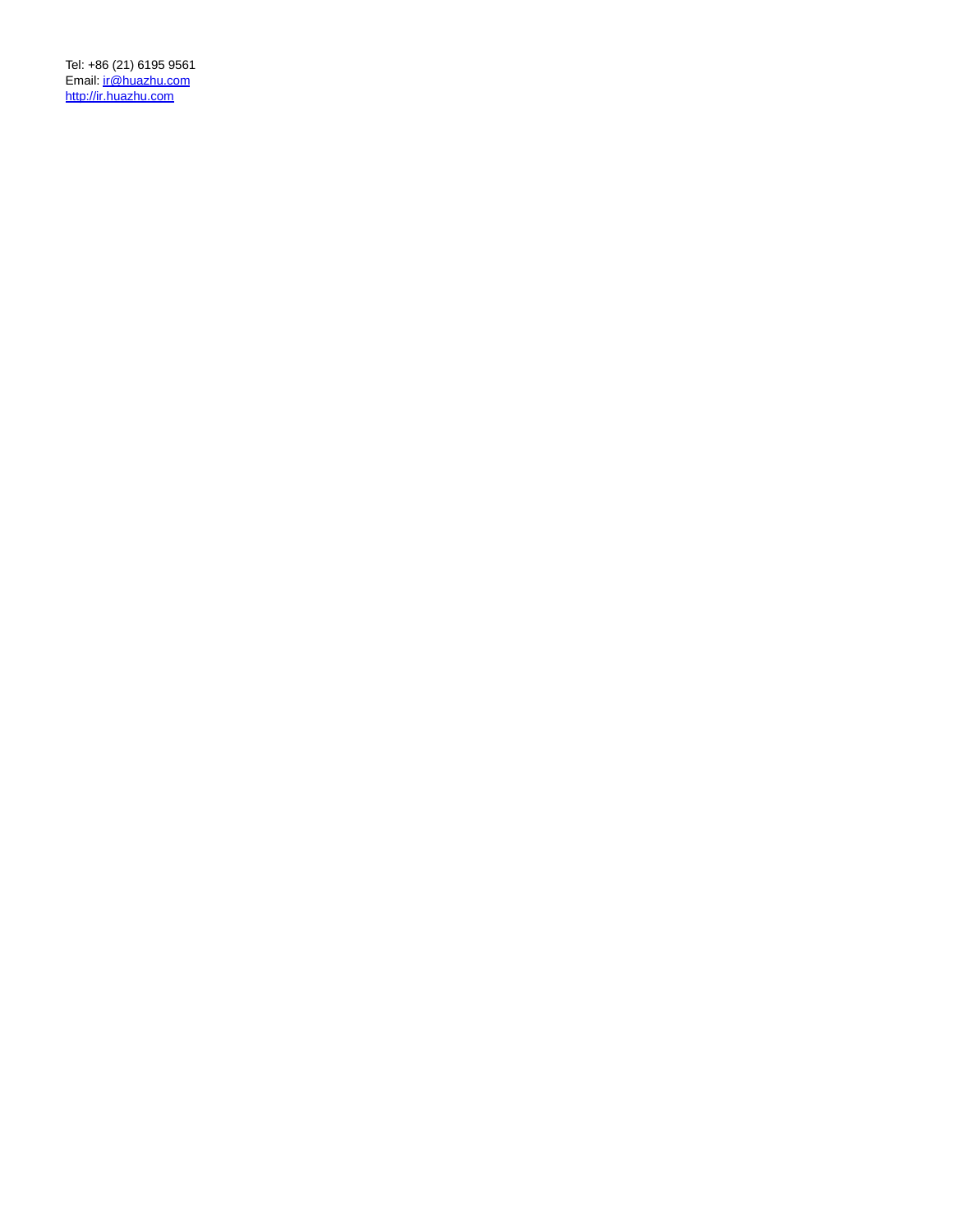Tel: +86 (21) 6195 9561
Email: ir@huazhu.com
http://ir.huazhu.com